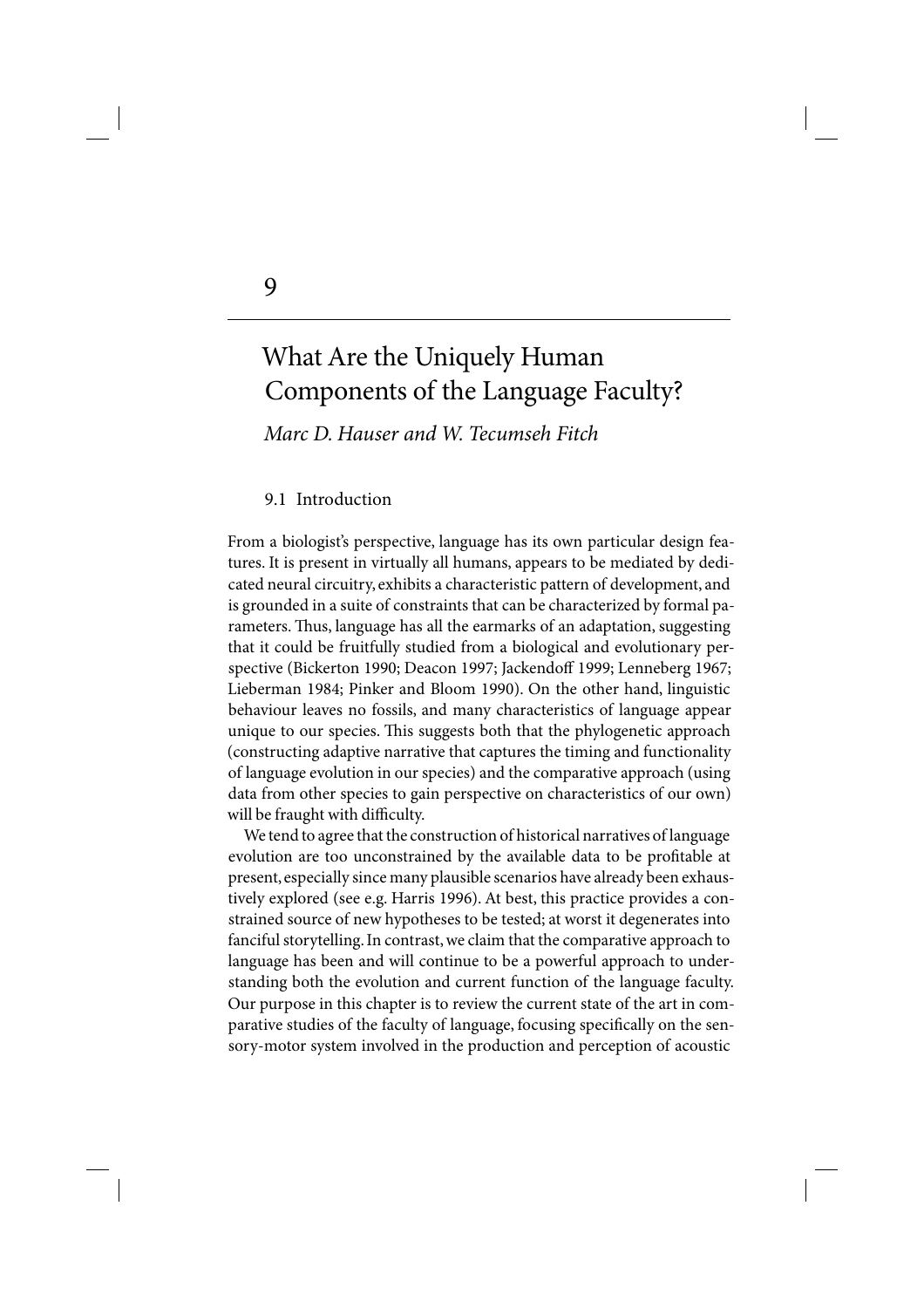# 9

## What Are the Uniquely Human Components of the Language Faculty?

*Marc D. Hauser and W. Tecumseh Fitch*

### 9.1 Introduction

From a biologist's perspective, language has its own particular design features. It is present in virtually all humans, appears to be mediated by dedicated neural circuitry, exhibits a characteristic pattern of development, and is grounded in a suite of constraints that can be characterized by formal parameters. Thus, language has all the earmarks of an adaptation, suggesting that it could be fruitfully studied from a biological and evolutionary perspective (Bickerton 1990; Deacon 1997; Jackendoff 1999; Lenneberg 1967; Lieberman 1984; Pinker and Bloom 1990). On the other hand, linguistic behaviour leaves no fossils, and many characteristics of language appear unique to our species. This suggests both that the phylogenetic approach (constructing adaptive narrative that captures the timing and functionality of language evolution in our species) and the comparative approach (using data from other species to gain perspective on characteristics of our own) will be fraught with difficulty.

We tend to agree that the construction of historical narratives of language evolution are too unconstrained by the available data to be profitable at present, especially since many plausible scenarios have already been exhaustively explored (see e.g. Harris 1996). At best, this practice provides a constrained source of new hypotheses to be tested; at worst it degenerates into fanciful storytelling. In contrast, we claim that the comparative approach to language has been and will continue to be a powerful approach to understanding both the evolution and current function of the language faculty. Our purpose in this chapter is to review the current state of the art in comparative studies of the faculty of language, focusing specifically on the sensory-motor system involved in the production and perception of acoustic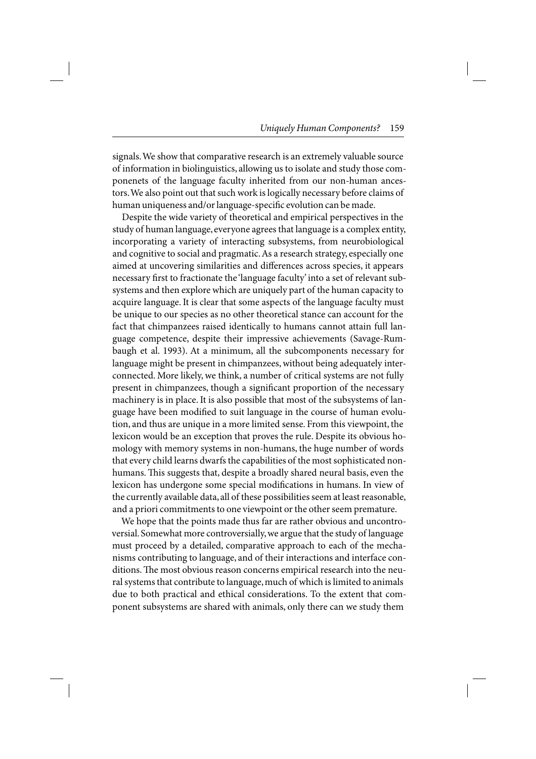signals. We show that comparative research is an extremely valuable source of information in biolinguistics, allowing us to isolate and study those componenets of the language faculty inherited from our non-human ancestors. We also point out that such work is logically necessary before claims of human uniqueness and/or language-specific evolution can be made.

Despite the wide variety of theoretical and empirical perspectives in the study of human language, everyone agrees that language is a complex entity, incorporating a variety of interacting subsystems, from neurobiological and cognitive to social and pragmatic. As a research strategy, especially one aimed at uncovering similarities and differences across species, it appears necessary first to fractionate the 'language faculty' into a set of relevant subsystems and then explore which are uniquely part of the human capacity to acquire language. It is clear that some aspects of the language faculty must be unique to our species as no other theoretical stance can account for the fact that chimpanzees raised identically to humans cannot attain full language competence, despite their impressive achievements (Savage-Rumbaugh et al. 1993). At a minimum, all the subcomponents necessary for language might be present in chimpanzees, without being adequately interconnected. More likely, we think, a number of critical systems are not fully present in chimpanzees, though a significant proportion of the necessary machinery is in place. It is also possible that most of the subsystems of language have been modified to suit language in the course of human evolution, and thus are unique in a more limited sense. From this viewpoint, the lexicon would be an exception that proves the rule. Despite its obvious homology with memory systems in non-humans, the huge number of words that every child learns dwarfs the capabilities of the most sophisticated nonhumans. This suggests that, despite a broadly shared neural basis, even the lexicon has undergone some special modifications in humans. In view of the currently available data, all of these possibilities seem at least reasonable, and a priori commitments to one viewpoint or the other seem premature.

We hope that the points made thus far are rather obvious and uncontroversial. Somewhat more controversially, we argue that the study of language must proceed by a detailed, comparative approach to each of the mechanisms contributing to language, and of their interactions and interface conditions. The most obvious reason concerns empirical research into the neural systems that contribute to language, much of which is limited to animals due to both practical and ethical considerations. To the extent that component subsystems are shared with animals, only there can we study them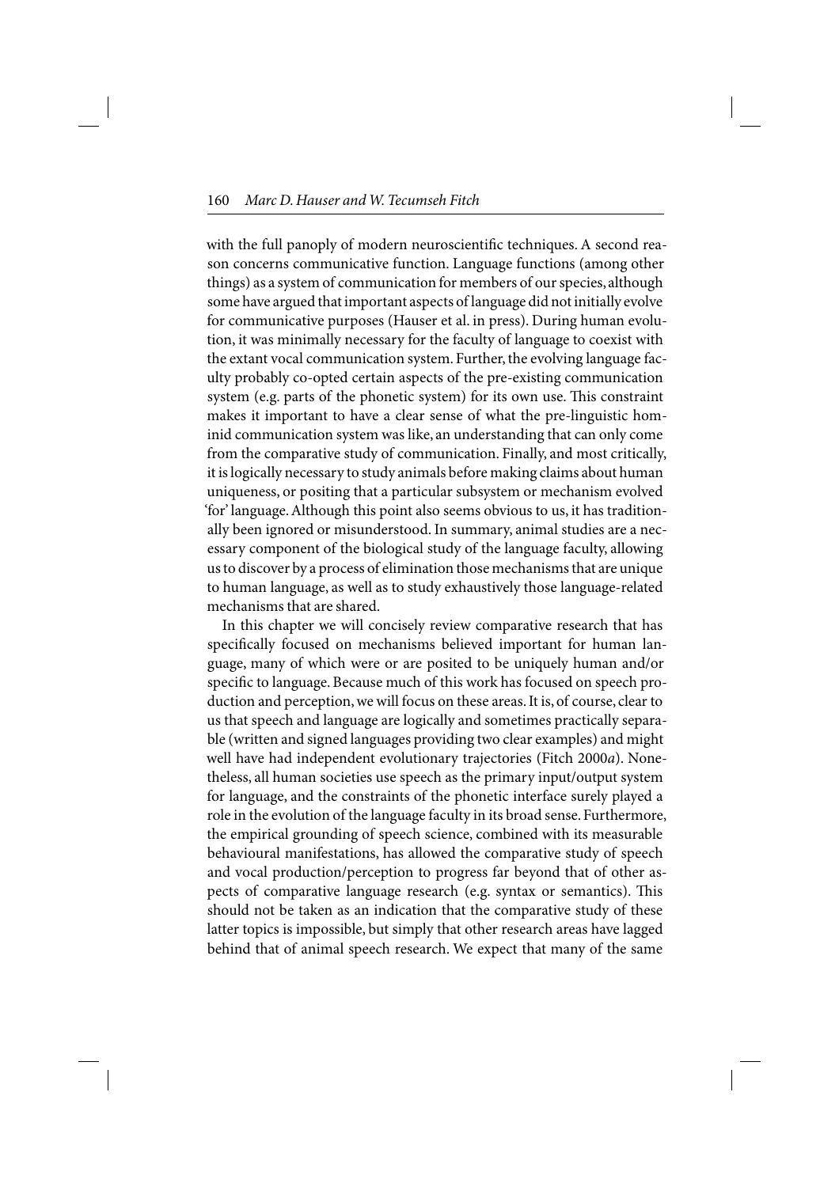with the full panoply of modern neuroscientific techniques. A second reason concerns communicative function. Language functions (among other things) as a system of communication for members of our species, although some have argued that important aspects of language did not initially evolve for communicative purposes (Hauser et al. in press). During human evolution, it was minimally necessary for the faculty of language to coexist with the extant vocal communication system. Further, the evolving language faculty probably co-opted certain aspects of the pre-existing communication system (e.g. parts of the phonetic system) for its own use. This constraint makes it important to have a clear sense of what the pre-linguistic hominid communication system was like, an understanding that can only come from the comparative study of communication. Finally, and most critically, it is logically necessary to study animals before making claims about human uniqueness, or positing that a particular subsystem or mechanism evolved 'for' language. Although this point also seems obvious to us, it has traditionally been ignored or misunderstood. In summary, animal studies are a necessary component of the biological study of the language faculty, allowing us to discover by a process of elimination those mechanisms that are unique to human language, as well as to study exhaustively those language-related mechanisms that are shared.

In this chapter we will concisely review comparative research that has specifically focused on mechanisms believed important for human language, many of which were or are posited to be uniquely human and/or specific to language. Because much of this work has focused on speech production and perception, we will focus on these areas. It is, of course, clear to us that speech and language are logically and sometimes practically separable (written and signed languages providing two clear examples) and might well have had independent evolutionary trajectories (Fitch 2000*a*). Nonetheless, all human societies use speech as the primary input/output system for language, and the constraints of the phonetic interface surely played a role in the evolution of the language faculty in its broad sense. Furthermore, the empirical grounding of speech science, combined with its measurable behavioural manifestations, has allowed the comparative study of speech and vocal production/perception to progress far beyond that of other aspects of comparative language research (e.g. syntax or semantics). This should not be taken as an indication that the comparative study of these latter topics is impossible, but simply that other research areas have lagged behind that of animal speech research. We expect that many of the same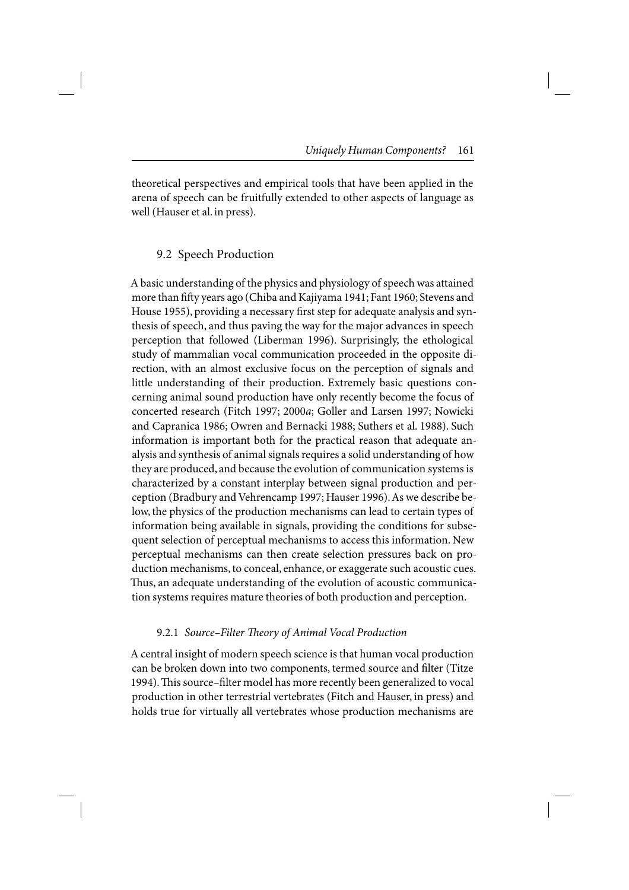theoretical perspectives and empirical tools that have been applied in the arena of speech can be fruitfully extended to other aspects of language as well (Hauser et al. in press).

## 9.2 Speech Production

A basic understanding of the physics and physiology of speech was attained more than fifty years ago (Chiba and Kajiyama 1941; Fant 1960; Stevens and House 1955), providing a necessary first step for adequate analysis and synthesis of speech, and thus paving the way for the major advances in speech perception that followed (Liberman 1996). Surprisingly, the ethological study of mammalian vocal communication proceeded in the opposite direction, with an almost exclusive focus on the perception of signals and little understanding of their production. Extremely basic questions concerning animal sound production have only recently become the focus of concerted research (Fitch 1997; 2000*a*; Goller and Larsen 1997; Nowicki and Capranica 1986; Owren and Bernacki 1988; Suthers et al. 1988). Such information is important both for the practical reason that adequate analysis and synthesis of animal signals requires a solid understanding of how they are produced, and because the evolution of communication systems is characterized by a constant interplay between signal production and perception (Bradbury and Vehrencamp 1997; Hauser 1996). As we describe below, the physics of the production mechanisms can lead to certain types of information being available in signals, providing the conditions for subsequent selection of perceptual mechanisms to access this information. New perceptual mechanisms can then create selection pressures back on production mechanisms, to conceal, enhance, or exaggerate such acoustic cues. Thus, an adequate understanding of the evolution of acoustic communication systems requires mature theories of both production and perception.

### 9.2.1 *Source–Filter Theory of Animal Vocal Production*

A central insight of modern speech science is that human vocal production can be broken down into two components, termed source and filter (Titze 1994). This source–filter model has more recently been generalized to vocal production in other terrestrial vertebrates (Fitch and Hauser, in press) and holds true for virtually all vertebrates whose production mechanisms are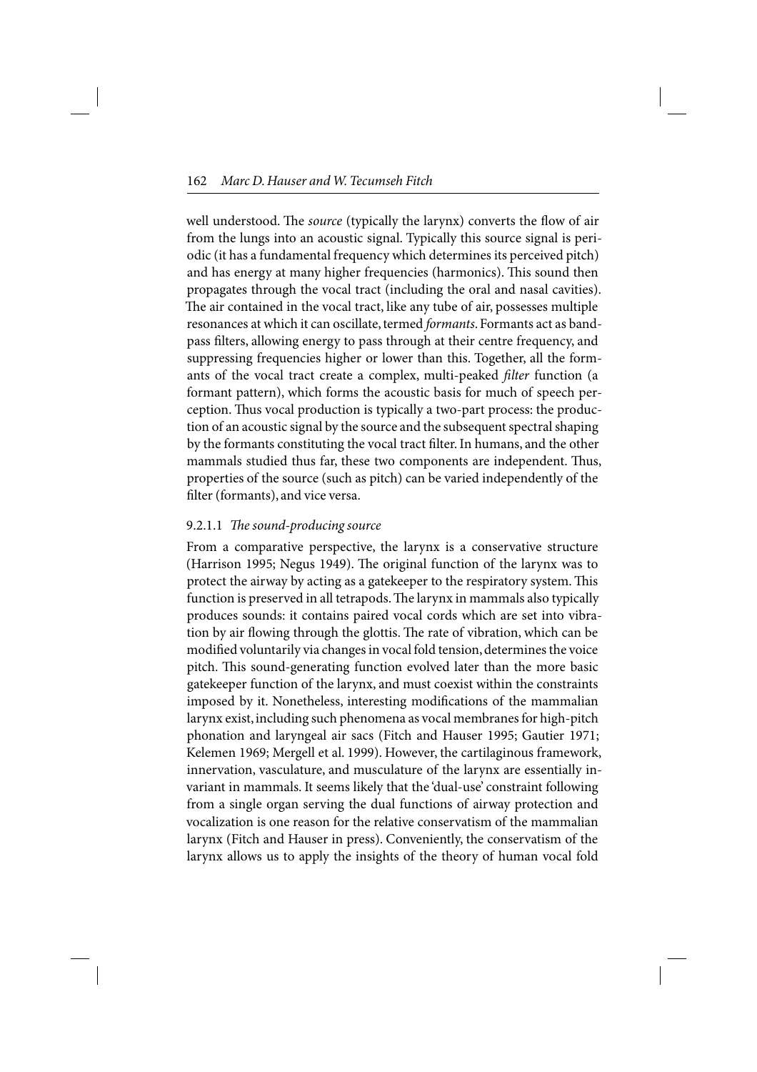well understood. The *source* (typically the larynx) converts the flow of air from the lungs into an acoustic signal. Typically this source signal is periodic (it has a fundamental frequency which determines its perceived pitch) and has energy at many higher frequencies (harmonics). This sound then propagates through the vocal tract (including the oral and nasal cavities). The air contained in the vocal tract, like any tube of air, possesses multiple resonances at which it can oscillate, termed *formants*. Formants act as band-pass filters, allowing energy to pass through at their centre frequency, and suppressing frequencies higher or lower than this. Together, all the formants of the vocal tract create a complex, multi-peaked *filter* function (a formant pattern), which forms the acoustic basis for much of speech perception. Thus vocal production is typically a two-part process: the production of an acoustic signal by the source and the subsequent spectral shaping by the formants constituting the vocal tract filter. In humans, and the other mammals studied thus far, these two components are independent. Thus, properties of the source (such as pitch) can be varied independently of the filter (formants), and vice versa.

#### 9.2.1.1 *The sound-producing source*

From a comparative perspective, the larynx is a conservative structure (Harrison 1995; Negus 1949). The original function of the larynx was to protect the airway by acting as a gatekeeper to the respiratory system. This function is preserved in all tetrapods. The larynx in mammals also typically produces sounds: it contains paired vocal cords which are set into vibration by air flowing through the glottis. The rate of vibration, which can be modified voluntarily via changes in vocal fold tension, determines the voice pitch. This sound-generating function evolved later than the more basic gatekeeper function of the larynx, and must coexist within the constraints imposed by it. Nonetheless, interesting modifications of the mammalian larynx exist, including such phenomena as vocal membranes for high-pitch phonation and laryngeal air sacs (Fitch and Hauser 1995; Gautier 1971; Kelemen 1969; Mergell et al. 1999). However, the cartilaginous framework, innervation, vasculature, and musculature of the larynx are essentially invariant in mammals. It seems likely that the 'dual-use' constraint following from a single organ serving the dual functions of airway protection and vocalization is one reason for the relative conservatism of the mammalian larynx (Fitch and Hauser in press). Conveniently, the conservatism of the larynx allows us to apply the insights of the theory of human vocal fold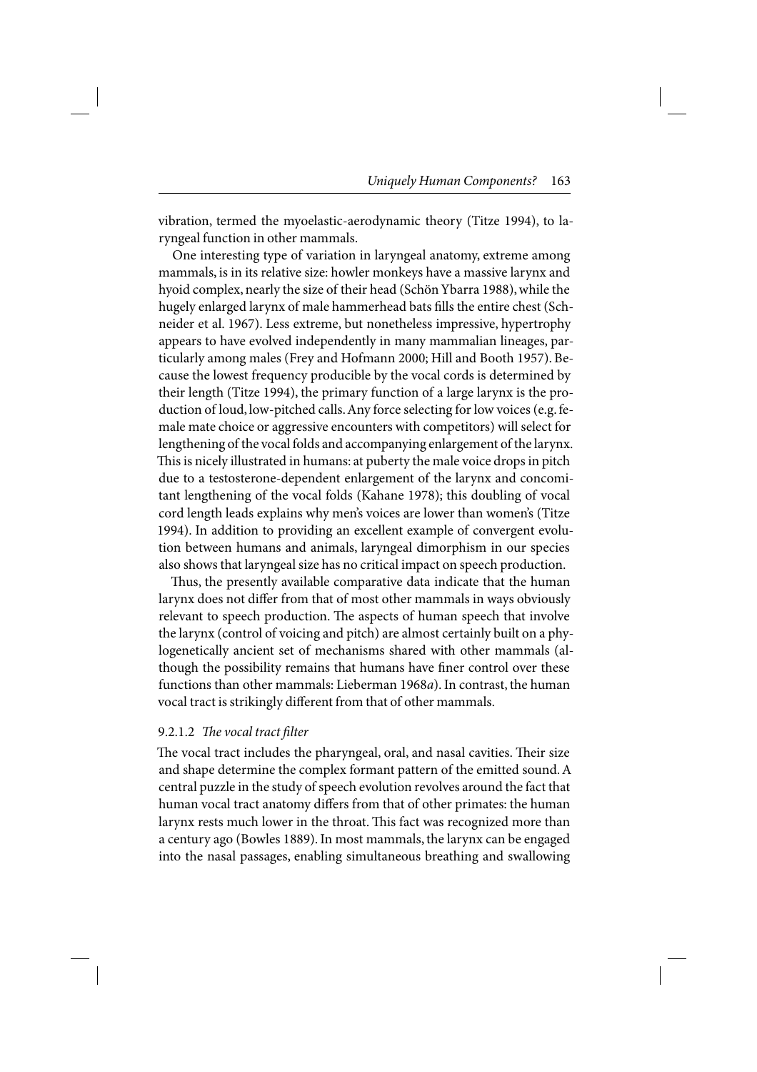vibration, termed the myoelastic-aerodynamic theory (Titze 1994), to laryngeal function in other mammals.

One interesting type of variation in laryngeal anatomy, extreme among mammals, is in its relative size: howler monkeys have a massive larynx and hyoid complex, nearly the size of their head (Schön Ybarra 1988), while the hugely enlarged larynx of male hammerhead bats fills the entire chest (Schneider et al. 1967). Less extreme, but nonetheless impressive, hypertrophy appears to have evolved independently in many mammalian lineages, particularly among males (Frey and Hofmann 2000; Hill and Booth 1957). Because the lowest frequency producible by the vocal cords is determined by their length (Titze 1994), the primary function of a large larynx is the production of loud, low-pitched calls. Any force selecting for low voices (e.g. female mate choice or aggressive encounters with competitors) will select for lengthening of the vocal folds and accompanying enlargement of the larynx. This is nicely illustrated in humans: at puberty the male voice drops in pitch due to a testosterone-dependent enlargement of the larynx and concomitant lengthening of the vocal folds (Kahane 1978); this doubling of vocal cord length leads explains why men's voices are lower than women's (Titze 1994). In addition to providing an excellent example of convergent evolution between humans and animals, laryngeal dimorphism in our species also shows that laryngeal size has no critical impact on speech production.

Thus, the presently available comparative data indicate that the human larynx does not differ from that of most other mammals in ways obviously relevant to speech production. The aspects of human speech that involve the larynx (control of voicing and pitch) are almost certainly built on a phylogenetically ancient set of mechanisms shared with other mammals (although the possibility remains that humans have finer control over these functions than other mammals: Lieberman 1968*a*). In contrast, the human vocal tract is strikingly different from that of other mammals.

#### 9.2.1.2 *The vocal tract filter*

The vocal tract includes the pharyngeal, oral, and nasal cavities. Their size and shape determine the complex formant pattern of the emitted sound. A central puzzle in the study of speech evolution revolves around the fact that human vocal tract anatomy differs from that of other primates: the human larynx rests much lower in the throat. This fact was recognized more than a century ago (Bowles 1889). In most mammals, the larynx can be engaged into the nasal passages, enabling simultaneous breathing and swallowing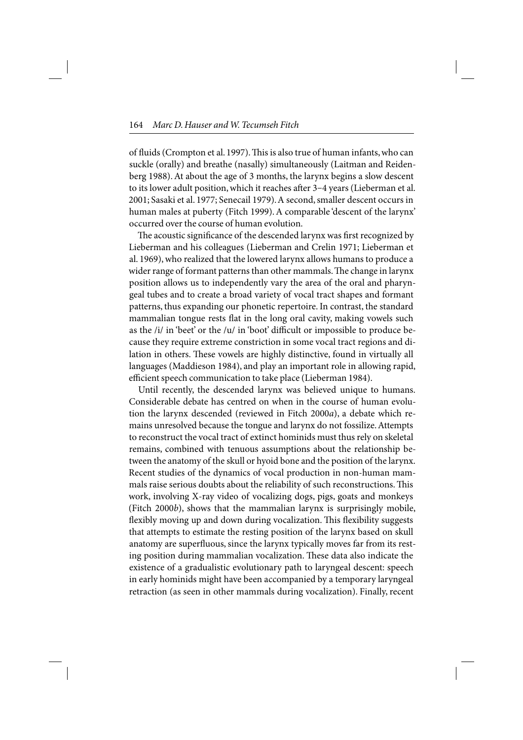of fluids (Crompton et al. 1997). This is also true of human infants, who can suckle (orally) and breathe (nasally) simultaneously (Laitman and Reidenberg 1988). At about the age of 3 months, the larynx begins a slow descent to its lower adult position, which it reaches after 3–4 years (Lieberman et al. 2001; Sasaki et al. 1977; Senecail 1979). A second, smaller descent occurs in human males at puberty (Fitch 1999). A comparable 'descent of the larynx' occurred over the course of human evolution.

The acoustic significance of the descended larynx was first recognized by Lieberman and his colleagues (Lieberman and Crelin 1971; Lieberman et al. 1969), who realized that the lowered larynx allows humans to produce a wider range of formant patterns than other mammals. The change in larynx position allows us to independently vary the area of the oral and pharyngeal tubes and to create a broad variety of vocal tract shapes and formant patterns, thus expanding our phonetic repertoire. In contrast, the standard mammalian tongue rests flat in the long oral cavity, making vowels such as the /i/ in 'beet' or the /u/ in 'boot' difficult or impossible to produce because they require extreme constriction in some vocal tract regions and dilation in others. These vowels are highly distinctive, found in virtually all languages (Maddieson 1984), and play an important role in allowing rapid, efficient speech communication to take place (Lieberman 1984).

Until recently, the descended larynx was believed unique to humans. Considerable debate has centred on when in the course of human evolution the larynx descended (reviewed in Fitch 2000*a*), a debate which remains unresolved because the tongue and larynx do not fossilize. Attempts to reconstruct the vocal tract of extinct hominids must thus rely on skeletal remains, combined with tenuous assumptions about the relationship between the anatomy of the skull or hyoid bone and the position of the larynx. Recent studies of the dynamics of vocal production in non-human mammals raise serious doubts about the reliability of such reconstructions. This work, involving X-ray video of vocalizing dogs, pigs, goats and monkeys (Fitch 2000*b*), shows that the mammalian larynx is surprisingly mobile, flexibly moving up and down during vocalization. This flexibility suggests that attempts to estimate the resting position of the larynx based on skull anatomy are superfluous, since the larynx typically moves far from its resting position during mammalian vocalization. These data also indicate the existence of a gradualistic evolutionary path to laryngeal descent: speech in early hominids might have been accompanied by a temporary laryngeal retraction (as seen in other mammals during vocalization). Finally, recent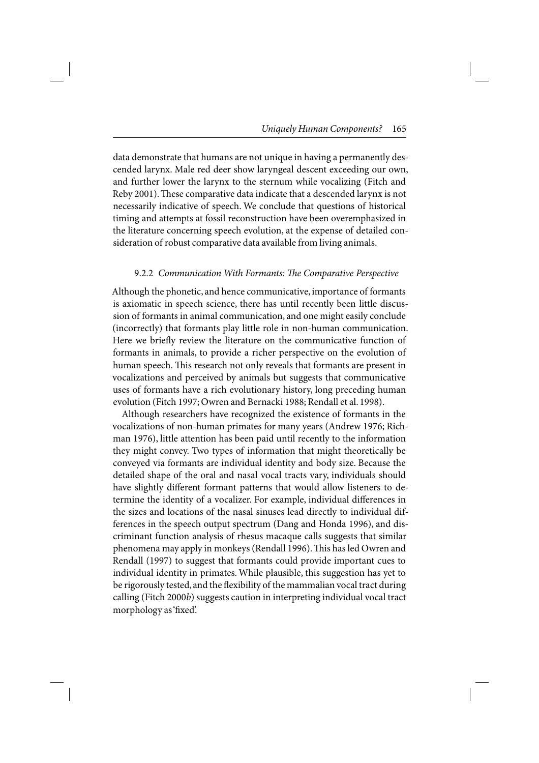data demonstrate that humans are not unique in having a permanently descended larynx. Male red deer show laryngeal descent exceeding our own, and further lower the larynx to the sternum while vocalizing (Fitch and Reby 2001). These comparative data indicate that a descended larynx is not necessarily indicative of speech. We conclude that questions of historical timing and attempts at fossil reconstruction have been overemphasized in the literature concerning speech evolution, at the expense of detailed consideration of robust comparative data available from living animals.

### 9.2.2 *Communication With Formants: The Comparative Perspective*

Although the phonetic, and hence communicative, importance of formants is axiomatic in speech science, there has until recently been little discussion of formants in animal communication, and one might easily conclude (incorrectly) that formants play little role in non-human communication. Here we briefly review the literature on the communicative function of formants in animals, to provide a richer perspective on the evolution of human speech. This research not only reveals that formants are present in vocalizations and perceived by animals but suggests that communicative uses of formants have a rich evolutionary history, long preceding human evolution (Fitch 1997; Owren and Bernacki 1988; Rendall et al. 1998).

Although researchers have recognized the existence of formants in the vocalizations of non-human primates for many years (Andrew 1976; Richman 1976), little attention has been paid until recently to the information they might convey. Two types of information that might theoretically be conveyed via formants are individual identity and body size. Because the detailed shape of the oral and nasal vocal tracts vary, individuals should have slightly different formant patterns that would allow listeners to determine the identity of a vocalizer. For example, individual differences in the sizes and locations of the nasal sinuses lead directly to individual differences in the speech output spectrum (Dang and Honda 1996), and discriminant function analysis of rhesus macaque calls suggests that similar phenomena may apply in monkeys (Rendall 1996). This has led Owren and Rendall (1997) to suggest that formants could provide important cues to individual identity in primates. While plausible, this suggestion has yet to be rigorously tested, and the flexibility of the mammalian vocal tract during calling (Fitch 2000*b*) suggests caution in interpreting individual vocal tract morphology as 'fixed'.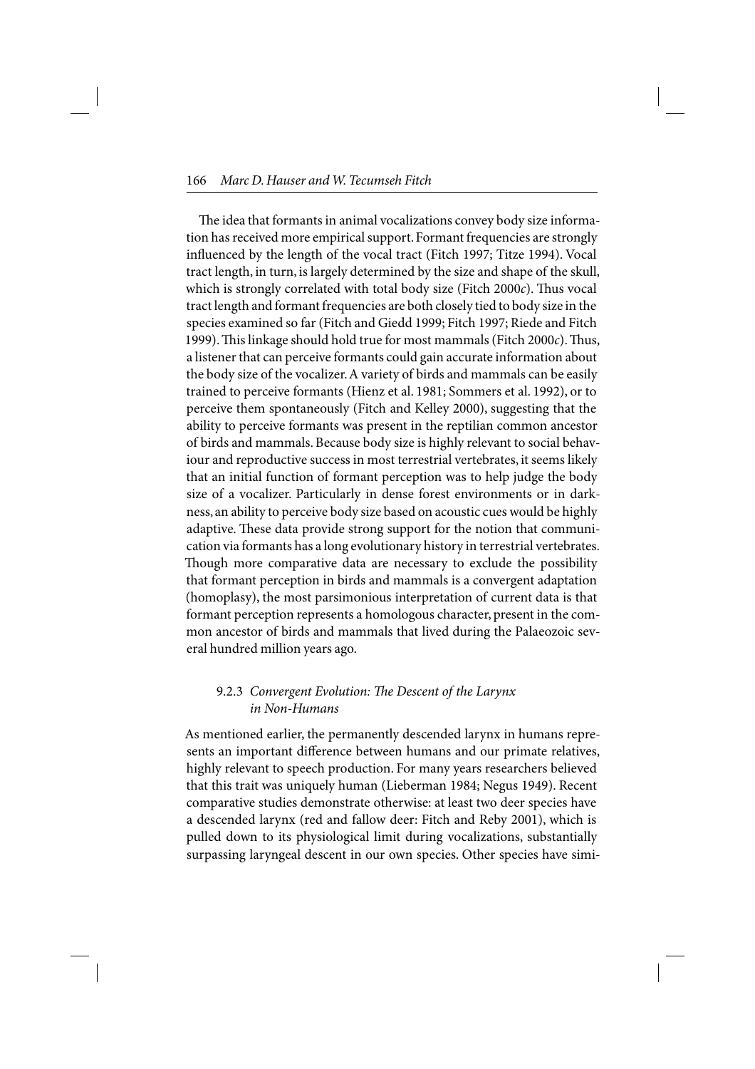The idea that formants in animal vocalizations convey body size information has received more empirical support. Formant frequencies are strongly influenced by the length of the vocal tract (Fitch 1997; Titze 1994). Vocal tract length, in turn, is largely determined by the size and shape of the skull, which is strongly correlated with total body size (Fitch 2000*c*). Thus vocal tract length and formant frequencies are both closely tied to body size in the species examined so far (Fitch and Giedd 1999; Fitch 1997; Riede and Fitch 1999). This linkage should hold true for most mammals (Fitch 2000*c*). Thus, a listener that can perceive formants could gain accurate information about the body size of the vocalizer. A variety of birds and mammals can be easily trained to perceive formants (Hienz et al. 1981; Sommers et al. 1992), or to perceive them spontaneously (Fitch and Kelley 2000), suggesting that the ability to perceive formants was present in the reptilian common ancestor of birds and mammals. Because body size is highly relevant to social behaviour and reproductive success in most terrestrial vertebrates, it seems likely that an initial function of formant perception was to help judge the body size of a vocalizer. Particularly in dense forest environments or in darkness, an ability to perceive body size based on acoustic cues would be highly adaptive. These data provide strong support for the notion that communication via formants has a long evolutionary history in terrestrial vertebrates. Though more comparative data are necessary to exclude the possibility that formant perception in birds and mammals is a convergent adaptation (homoplasy), the most parsimonious interpretation of current data is that formant perception represents a homologous character, present in the common ancestor of birds and mammals that lived during the Palaeozoic several hundred million years ago.

### 9.2.3 *Convergent Evolution: The Descent of the Larynx in Non-Humans*

As mentioned earlier, the permanently descended larynx in humans represents an important difference between humans and our primate relatives, highly relevant to speech production. For many years researchers believed that this trait was uniquely human (Lieberman 1984; Negus 1949). Recent comparative studies demonstrate otherwise: at least two deer species have a descended larynx (red and fallow deer: Fitch and Reby 2001), which is pulled down to its physiological limit during vocalizations, substantially surpassing laryngeal descent in our own species. Other species have simi-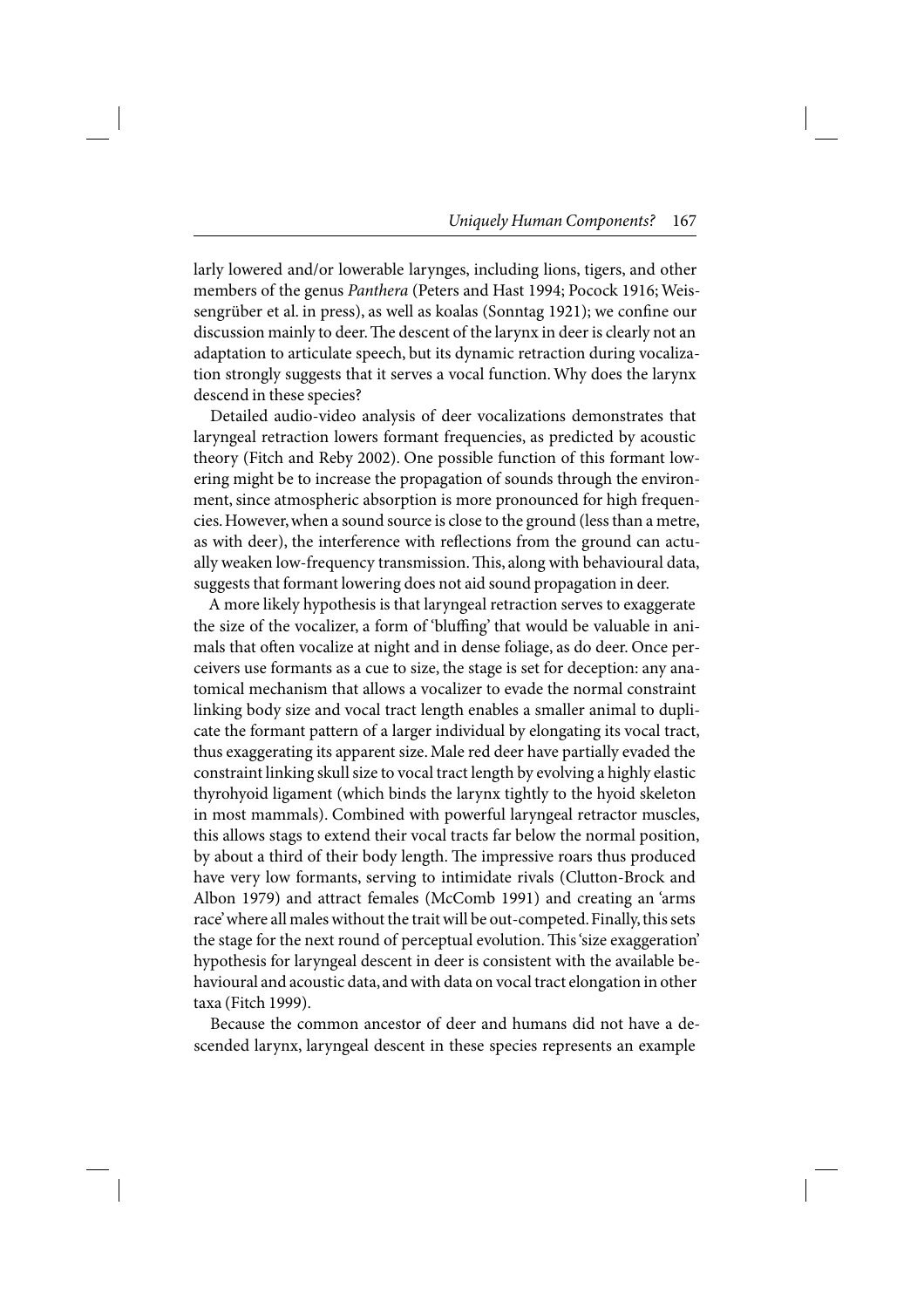larly lowered and/or lowerable larynges, including lions, tigers, and other members of the genus *Panthera* (Peters and Hast 1994; Pocock 1916; Weissengrüber et al. in press), as well as koalas (Sonntag 1921); we confine our discussion mainly to deer. The descent of the larynx in deer is clearly not an adaptation to articulate speech, but its dynamic retraction during vocalization strongly suggests that it serves a vocal function. Why does the larynx descend in these species?

Detailed audio-video analysis of deer vocalizations demonstrates that laryngeal retraction lowers formant frequencies, as predicted by acoustic theory (Fitch and Reby 2002). One possible function of this formant lowering might be to increase the propagation of sounds through the environment, since atmospheric absorption is more pronounced for high frequencies. However, when a sound source is close to the ground (less than a metre, as with deer), the interference with reflections from the ground can actually weaken low-frequency transmission. This, along with behavioural data, suggests that formant lowering does not aid sound propagation in deer.

A more likely hypothesis is that laryngeal retraction serves to exaggerate the size of the vocalizer, a form of 'bluffing' that would be valuable in animals that often vocalize at night and in dense foliage, as do deer. Once perceivers use formants as a cue to size, the stage is set for deception: any anatomical mechanism that allows a vocalizer to evade the normal constraint linking body size and vocal tract length enables a smaller animal to duplicate the formant pattern of a larger individual by elongating its vocal tract, thus exaggerating its apparent size. Male red deer have partially evaded the constraint linking skull size to vocal tract length by evolving a highly elastic thyrohyoid ligament (which binds the larynx tightly to the hyoid skeleton in most mammals). Combined with powerful laryngeal retractor muscles, this allows stags to extend their vocal tracts far below the normal position, by about a third of their body length. The impressive roars thus produced have very low formants, serving to intimidate rivals (Clutton-Brock and Albon 1979) and attract females (McComb 1991) and creating an 'arms race' where all males without the trait will be out-competed. Finally, this sets the stage for the next round of perceptual evolution. This 'size exaggeration' hypothesis for laryngeal descent in deer is consistent with the available behavioural and acoustic data, and with data on vocal tract elongation in other taxa (Fitch 1999).

Because the common ancestor of deer and humans did not have a descended larynx, laryngeal descent in these species represents an example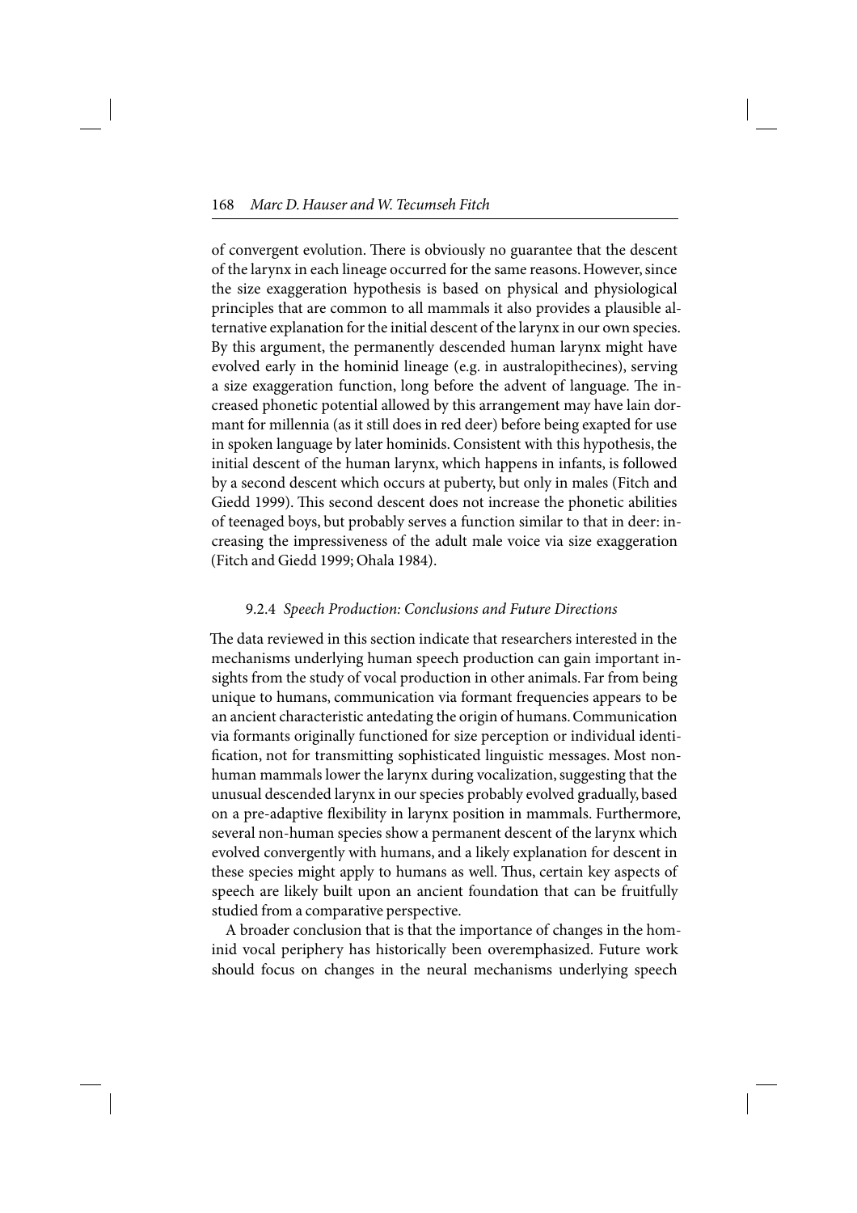of convergent evolution. There is obviously no guarantee that the descent of the larynx in each lineage occurred for the same reasons. However, since the size exaggeration hypothesis is based on physical and physiological principles that are common to all mammals it also provides a plausible alternative explanation for the initial descent of the larynx in our own species. By this argument, the permanently descended human larynx might have evolved early in the hominid lineage (e.g. in australopithecines), serving a size exaggeration function, long before the advent of language. The increased phonetic potential allowed by this arrangement may have lain dormant for millennia (as it still does in red deer) before being exapted for use in spoken language by later hominids. Consistent with this hypothesis, the initial descent of the human larynx, which happens in infants, is followed by a second descent which occurs at puberty, but only in males (Fitch and Giedd 1999). This second descent does not increase the phonetic abilities of teenaged boys, but probably serves a function similar to that in deer: increasing the impressiveness of the adult male voice via size exaggeration (Fitch and Giedd 1999; Ohala 1984).

### 9.2.4 *Speech Production: Conclusions and Future Directions*

The data reviewed in this section indicate that researchers interested in the mechanisms underlying human speech production can gain important insights from the study of vocal production in other animals. Far from being unique to humans, communication via formant frequencies appears to be an ancient characteristic antedating the origin of humans. Communication via formants originally functioned for size perception or individual identification, not for transmitting sophisticated linguistic messages. Most nonhuman mammals lower the larynx during vocalization, suggesting that the unusual descended larynx in our species probably evolved gradually, based on a pre-adaptive flexibility in larynx position in mammals. Furthermore, several non-human species show a permanent descent of the larynx which evolved convergently with humans, and a likely explanation for descent in these species might apply to humans as well. Thus, certain key aspects of speech are likely built upon an ancient foundation that can be fruitfully studied from a comparative perspective.

A broader conclusion that is that the importance of changes in the hominid vocal periphery has historically been overemphasized. Future work should focus on changes in the neural mechanisms underlying speech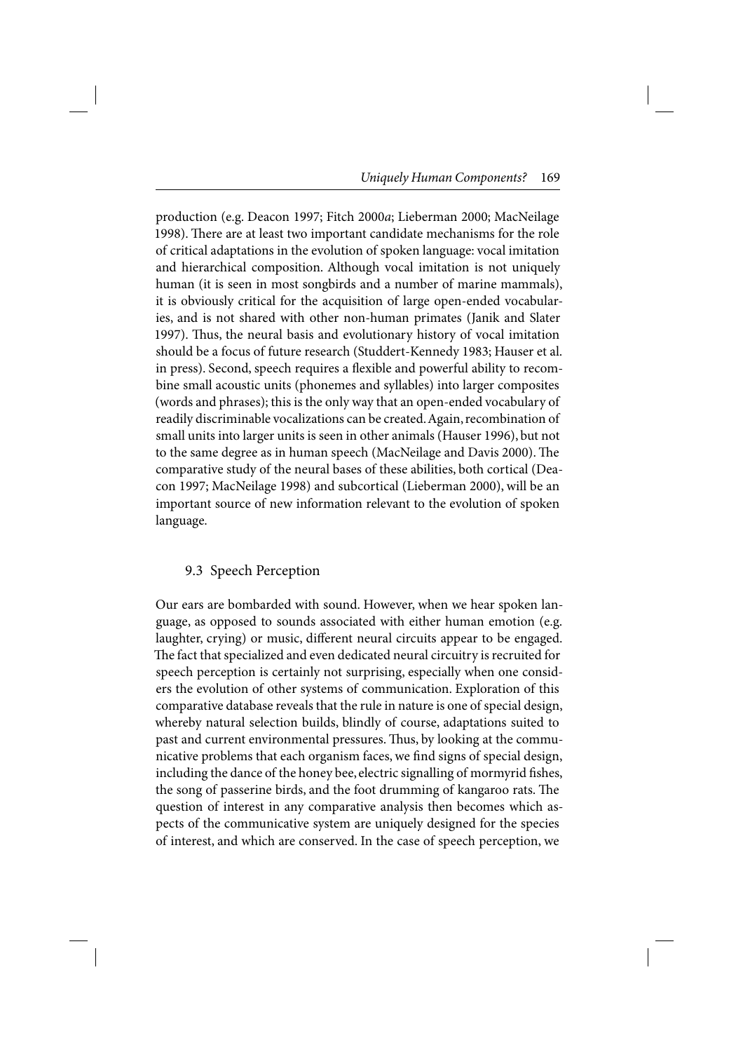production (e.g. Deacon 1997; Fitch 2000*a*; Lieberman 2000; MacNeilage 1998). There are at least two important candidate mechanisms for the role of critical adaptations in the evolution of spoken language: vocal imitation and hierarchical composition. Although vocal imitation is not uniquely human (it is seen in most songbirds and a number of marine mammals), it is obviously critical for the acquisition of large open-ended vocabularies, and is not shared with other non-human primates (Janik and Slater 1997). Thus, the neural basis and evolutionary history of vocal imitation should be a focus of future research (Studdert-Kennedy 1983; Hauser et al. in press). Second, speech requires a flexible and powerful ability to recombine small acoustic units (phonemes and syllables) into larger composites (words and phrases); this is the only way that an open-ended vocabulary of readily discriminable vocalizations can be created. Again, recombination of small units into larger units is seen in other animals (Hauser 1996), but not to the same degree as in human speech (MacNeilage and Davis 2000). The comparative study of the neural bases of these abilities, both cortical (Deacon 1997; MacNeilage 1998) and subcortical (Lieberman 2000), will be an important source of new information relevant to the evolution of spoken language.

## 9.3 Speech Perception

Our ears are bombarded with sound. However, when we hear spoken language, as opposed to sounds associated with either human emotion (e.g. laughter, crying) or music, different neural circuits appear to be engaged. The fact that specialized and even dedicated neural circuitry is recruited for speech perception is certainly not surprising, especially when one considers the evolution of other systems of communication. Exploration of this comparative database reveals that the rule in nature is one of special design, whereby natural selection builds, blindly of course, adaptations suited to past and current environmental pressures. Thus, by looking at the communicative problems that each organism faces, we find signs of special design, including the dance of the honey bee, electric signalling of mormyrid fishes, the song of passerine birds, and the foot drumming of kangaroo rats. The question of interest in any comparative analysis then becomes which aspects of the communicative system are uniquely designed for the species of interest, and which are conserved. In the case of speech perception, we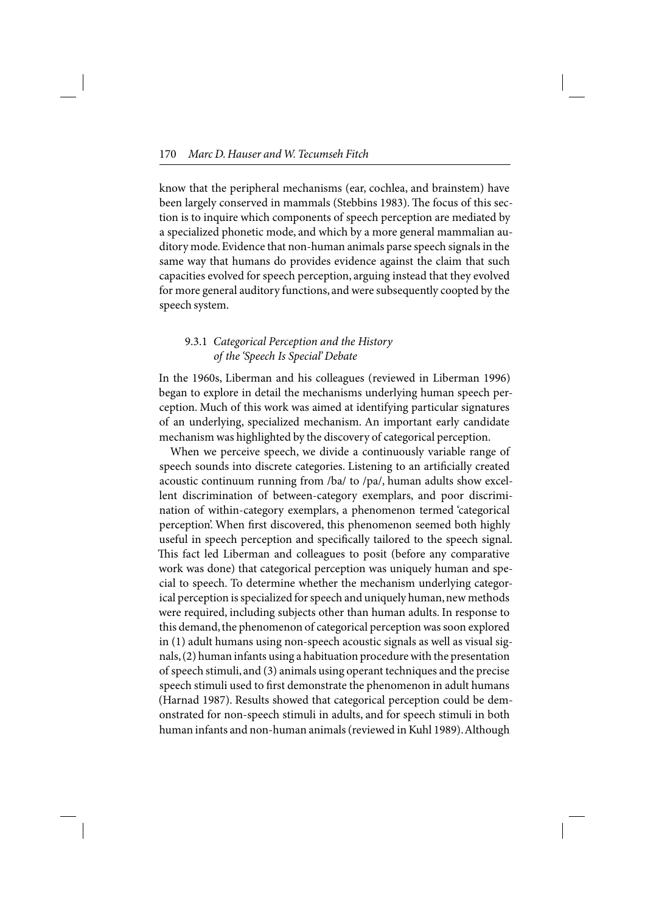know that the peripheral mechanisms (ear, cochlea, and brainstem) have been largely conserved in mammals (Stebbins 1983). The focus of this section is to inquire which components of speech perception are mediated by a specialized phonetic mode, and which by a more general mammalian auditory mode. Evidence that non-human animals parse speech signals in the same way that humans do provides evidence against the claim that such capacities evolved for speech perception, arguing instead that they evolved for more general auditory functions, and were subsequently coopted by the speech system.

### 9.3.1 *Categorical Perception and the History of the 'Speech Is Special' Debate*

In the 1960s, Liberman and his colleagues (reviewed in Liberman 1996) began to explore in detail the mechanisms underlying human speech perception. Much of this work was aimed at identifying particular signatures of an underlying, specialized mechanism. An important early candidate mechanism was highlighted by the discovery of categorical perception.

When we perceive speech, we divide a continuously variable range of speech sounds into discrete categories. Listening to an artificially created acoustic continuum running from /ba/ to /pa/, human adults show excellent discrimination of between-category exemplars, and poor discrimination of within-category exemplars, a phenomenon termed 'categorical perception'. When first discovered, this phenomenon seemed both highly useful in speech perception and specifically tailored to the speech signal. This fact led Liberman and colleagues to posit (before any comparative work was done) that categorical perception was uniquely human and special to speech. To determine whether the mechanism underlying categorical perception is specialized for speech and uniquely human, new methods were required, including subjects other than human adults. In response to this demand, the phenomenon of categorical perception was soon explored in (1) adult humans using non-speech acoustic signals as well as visual signals, (2) human infants using a habituation procedure with the presentation of speech stimuli, and (3) animals using operant techniques and the precise speech stimuli used to first demonstrate the phenomenon in adult humans (Harnad 1987). Results showed that categorical perception could be demonstrated for non-speech stimuli in adults, and for speech stimuli in both human infants and non-human animals (reviewed in Kuhl 1989). Although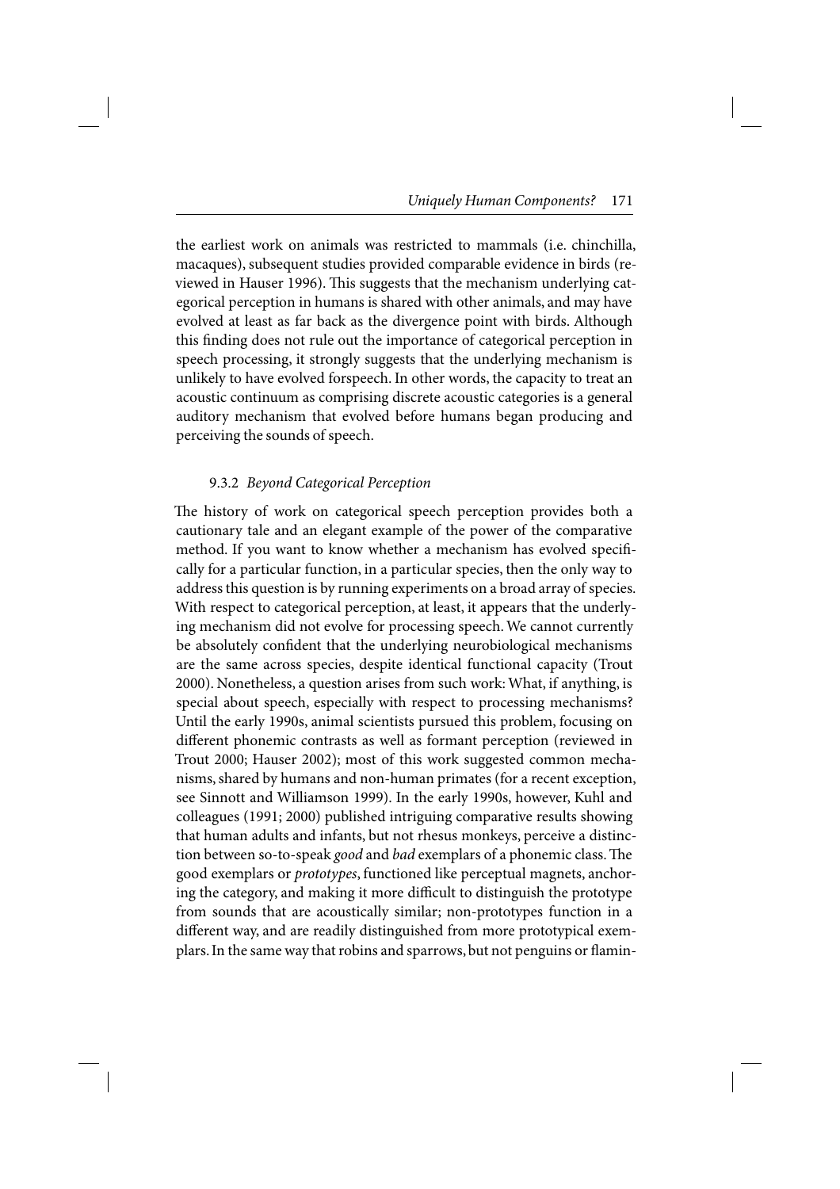the earliest work on animals was restricted to mammals (i.e. chinchilla, macaques), subsequent studies provided comparable evidence in birds (reviewed in Hauser 1996). This suggests that the mechanism underlying categorical perception in humans is shared with other animals, and may have evolved at least as far back as the divergence point with birds. Although this finding does not rule out the importance of categorical perception in speech processing, it strongly suggests that the underlying mechanism is unlikely to have evolved forspeech. In other words, the capacity to treat an acoustic continuum as comprising discrete acoustic categories is a general auditory mechanism that evolved before humans began producing and perceiving the sounds of speech.

### 9.3.2 *Beyond Categorical Perception*

The history of work on categorical speech perception provides both a cautionary tale and an elegant example of the power of the comparative method. If you want to know whether a mechanism has evolved specifically for a particular function, in a particular species, then the only way to address this question is by running experiments on a broad array of species. With respect to categorical perception, at least, it appears that the underlying mechanism did not evolve for processing speech. We cannot currently be absolutely confident that the underlying neurobiological mechanisms are the same across species, despite identical functional capacity (Trout 2000). Nonetheless, a question arises from such work: What, if anything, is special about speech, especially with respect to processing mechanisms? Until the early 1990s, animal scientists pursued this problem, focusing on different phonemic contrasts as well as formant perception (reviewed in Trout 2000; Hauser 2002); most of this work suggested common mechanisms, shared by humans and non-human primates (for a recent exception, see Sinnott and Williamson 1999). In the early 1990s, however, Kuhl and colleagues (1991; 2000) published intriguing comparative results showing that human adults and infants, but not rhesus monkeys, perceive a distinction between so-to-speak *good* and *bad* exemplars of a phonemic class. The good exemplars or *prototypes*, functioned like perceptual magnets, anchoring the category, and making it more difficult to distinguish the prototype from sounds that are acoustically similar; non-prototypes function in a different way, and are readily distinguished from more prototypical exemplars. In the same way that robins and sparrows, but not penguins or flamin-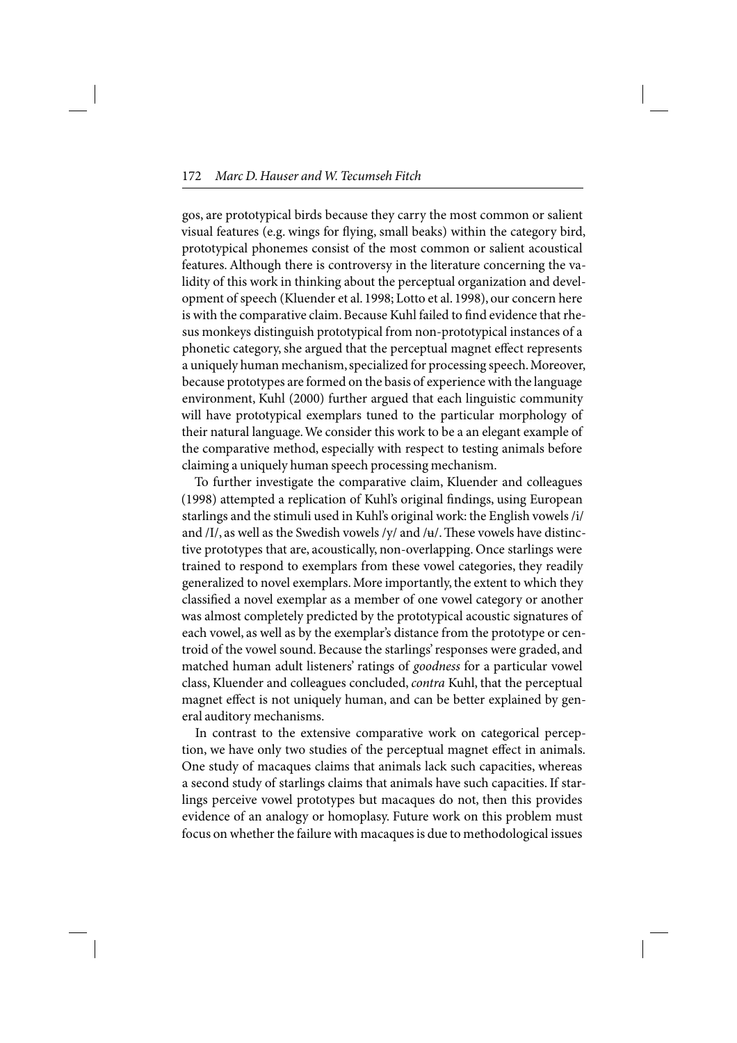gos, are prototypical birds because they carry the most common or salient visual features (e.g. wings for flying, small beaks) within the category bird, prototypical phonemes consist of the most common or salient acoustical features. Although there is controversy in the literature concerning the validity of this work in thinking about the perceptual organization and development of speech (Kluender et al. 1998; Lotto et al. 1998), our concern here is with the comparative claim. Because Kuhl failed to find evidence that rhesus monkeys distinguish prototypical from non-prototypical instances of a phonetic category, she argued that the perceptual magnet effect represents a uniquely human mechanism, specialized for processing speech. Moreover, because prototypes are formed on the basis of experience with the language environment, Kuhl (2000) further argued that each linguistic community will have prototypical exemplars tuned to the particular morphology of their natural language. We consider this work to be a an elegant example of the comparative method, especially with respect to testing animals before claiming a uniquely human speech processing mechanism.

To further investigate the comparative claim, Kluender and colleagues (1998) attempted a replication of Kuhl's original findings, using European starlings and the stimuli used in Kuhl's original work: the English vowels /i/ and /I/, as well as the Swedish vowels /y/ and /ʉ/. These vowels have distinctive prototypes that are, acoustically, non-overlapping. Once starlings were trained to respond to exemplars from these vowel categories, they readily generalized to novel exemplars. More importantly, the extent to which they classified a novel exemplar as a member of one vowel category or another was almost completely predicted by the prototypical acoustic signatures of each vowel, as well as by the exemplar's distance from the prototype or centroid of the vowel sound. Because the starlings' responses were graded, and matched human adult listeners' ratings of *goodness* for a particular vowel class, Kluender and colleagues concluded, *contra* Kuhl, that the perceptual magnet effect is not uniquely human, and can be better explained by general auditory mechanisms.

In contrast to the extensive comparative work on categorical perception, we have only two studies of the perceptual magnet effect in animals. One study of macaques claims that animals lack such capacities, whereas a second study of starlings claims that animals have such capacities. If starlings perceive vowel prototypes but macaques do not, then this provides evidence of an analogy or homoplasy. Future work on this problem must focus on whether the failure with macaques is due to methodological issues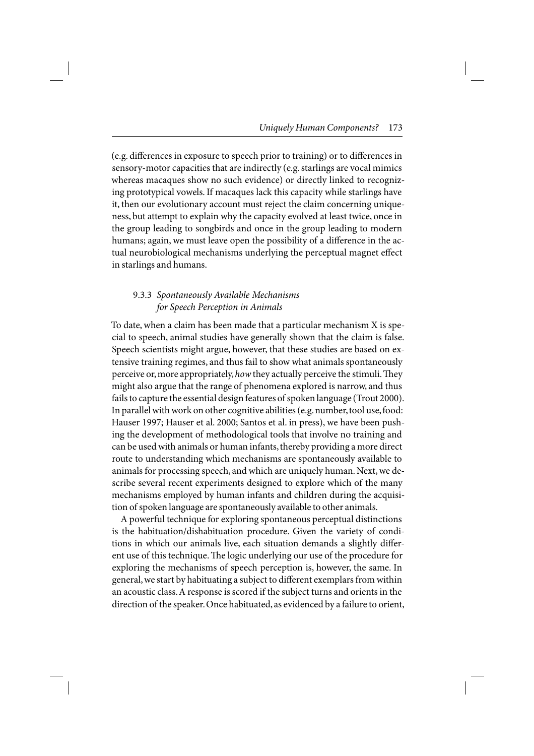(e.g. differences in exposure to speech prior to training) or to differences in sensory-motor capacities that are indirectly (e.g. starlings are vocal mimics whereas macaques show no such evidence) or directly linked to recognizing prototypical vowels. If macaques lack this capacity while starlings have it, then our evolutionary account must reject the claim concerning uniqueness, but attempt to explain why the capacity evolved at least twice, once in the group leading to songbirds and once in the group leading to modern humans; again, we must leave open the possibility of a difference in the actual neurobiological mechanisms underlying the perceptual magnet effect in starlings and humans.

### 9.3.3 *Spontaneously Available Mechanisms for Speech Perception in Animals*

To date, when a claim has been made that a particular mechanism X is special to speech, animal studies have generally shown that the claim is false. Speech scientists might argue, however, that these studies are based on extensive training regimes, and thus fail to show what animals spontaneously perceive or, more appropriately, *how* they actually perceive the stimuli. They might also argue that the range of phenomena explored is narrow, and thus fails to capture the essential design features of spoken language (Trout 2000). In parallel with work on other cognitive abilities (e.g. number, tool use, food: Hauser 1997; Hauser et al. 2000; Santos et al. in press), we have been pushing the development of methodological tools that involve no training and can be used with animals or human infants, thereby providing a more direct route to understanding which mechanisms are spontaneously available to animals for processing speech, and which are uniquely human. Next, we describe several recent experiments designed to explore which of the many mechanisms employed by human infants and children during the acquisition of spoken language are spontaneously available to other animals.

A powerful technique for exploring spontaneous perceptual distinctions is the habituation/dishabituation procedure. Given the variety of conditions in which our animals live, each situation demands a slightly different use of this technique. The logic underlying our use of the procedure for exploring the mechanisms of speech perception is, however, the same. In general, we start by habituating a subject to different exemplars from within an acoustic class. A response is scored if the subject turns and orients in the direction of the speaker. Once habituated, as evidenced by a failure to orient,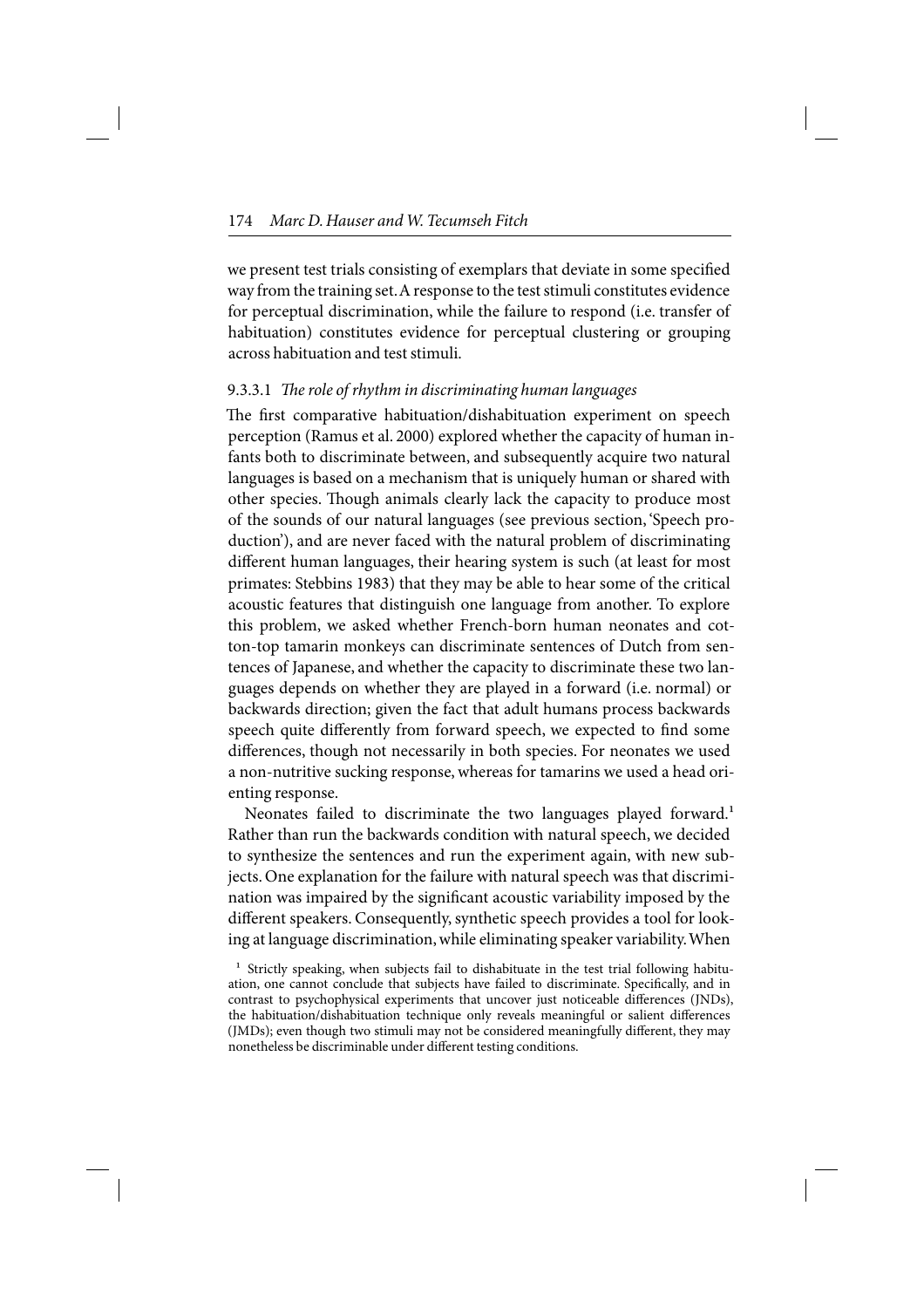we present test trials consisting of exemplars that deviate in some specified way from the training set. A response to the test stimuli constitutes evidence for perceptual discrimination, while the failure to respond (i.e. transfer of habituation) constitutes evidence for perceptual clustering or grouping across habituation and test stimuli.

#### 9.3.3.1 *The role of rhythm in discriminating human languages*

The first comparative habituation/dishabituation experiment on speech perception (Ramus et al. 2000) explored whether the capacity of human infants both to discriminate between, and subsequently acquire two natural languages is based on a mechanism that is uniquely human or shared with other species. Though animals clearly lack the capacity to produce most of the sounds of our natural languages (see previous section, 'Speech production'), and are never faced with the natural problem of discriminating different human languages, their hearing system is such (at least for most primates: Stebbins 1983) that they may be able to hear some of the critical acoustic features that distinguish one language from another. To explore this problem, we asked whether French-born human neonates and cotton-top tamarin monkeys can discriminate sentences of Dutch from sentences of Japanese, and whether the capacity to discriminate these two languages depends on whether they are played in a forward (i.e. normal) or backwards direction; given the fact that adult humans process backwards speech quite differently from forward speech, we expected to find some differences, though not necessarily in both species. For neonates we used a non-nutritive sucking response, whereas for tamarins we used a head orienting response.

Neonates failed to discriminate the two languages played forward.[1] Rather than run the backwards condition with natural speech, we decided to synthesize the sentences and run the experiment again, with new subjects. One explanation for the failure with natural speech was that discrimination was impaired by the significant acoustic variability imposed by the different speakers. Consequently, synthetic speech provides a tool for looking at language discrimination, while eliminating speaker variability. When

[1] Strictly speaking, when subjects fail to dishabituate in the test trial following habituation, one cannot conclude that subjects have failed to discriminate. Specifically, and in contrast to psychophysical experiments that uncover just noticeable differences (JNDs), the habituation/dishabituation technique only reveals meaningful or salient differences (JMDs); even though two stimuli may not be considered meaningfully different, they may nonetheless be discriminable under different testing conditions.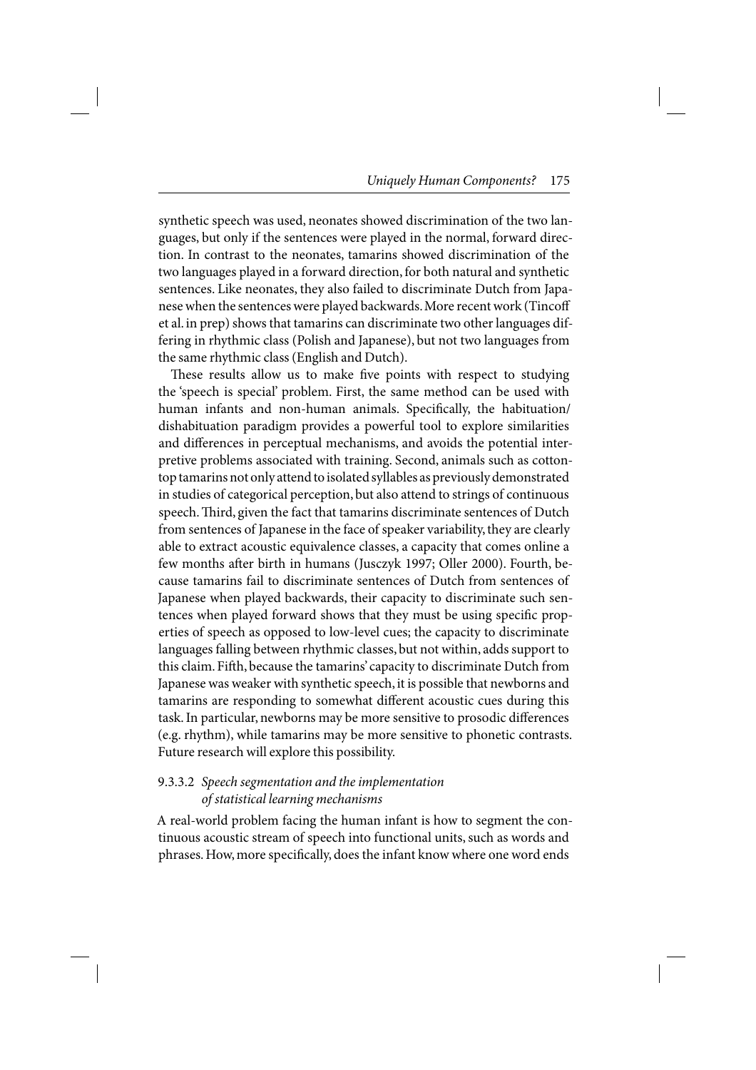synthetic speech was used, neonates showed discrimination of the two languages, but only if the sentences were played in the normal, forward direction. In contrast to the neonates, tamarins showed discrimination of the two languages played in a forward direction, for both natural and synthetic sentences. Like neonates, they also failed to discriminate Dutch from Japanese when the sentences were played backwards. More recent work (Tincoff et al. in prep) shows that tamarins can discriminate two other languages differing in rhythmic class (Polish and Japanese), but not two languages from the same rhythmic class (English and Dutch).

These results allow us to make five points with respect to studying the 'speech is special' problem. First, the same method can be used with human infants and non-human animals. Specifically, the habituation/dishabituation paradigm provides a powerful tool to explore similarities and differences in perceptual mechanisms, and avoids the potential interpretive problems associated with training. Second, animals such as cotton-top tamarins not only attend to isolated syllables as previously demonstrated in studies of categorical perception, but also attend to strings of continuous speech. Third, given the fact that tamarins discriminate sentences of Dutch from sentences of Japanese in the face of speaker variability, they are clearly able to extract acoustic equivalence classes, a capacity that comes online a few months after birth in humans (Jusczyk 1997; Oller 2000). Fourth, because tamarins fail to discriminate sentences of Dutch from sentences of Japanese when played backwards, their capacity to discriminate such sentences when played forward shows that they must be using specific properties of speech as opposed to low-level cues; the capacity to discriminate languages falling between rhythmic classes, but not within, adds support to this claim. Fifth, because the tamarins' capacity to discriminate Dutch from Japanese was weaker with synthetic speech, it is possible that newborns and tamarins are responding to somewhat different acoustic cues during this task. In particular, newborns may be more sensitive to prosodic differences (e.g. rhythm), while tamarins may be more sensitive to phonetic contrasts. Future research will explore this possibility.

#### 9.3.3.2 *Speech segmentation and the implementation of statistical learning mechanisms*

A real-world problem facing the human infant is how to segment the continuous acoustic stream of speech into functional units, such as words and phrases. How, more specifically, does the infant know where one word ends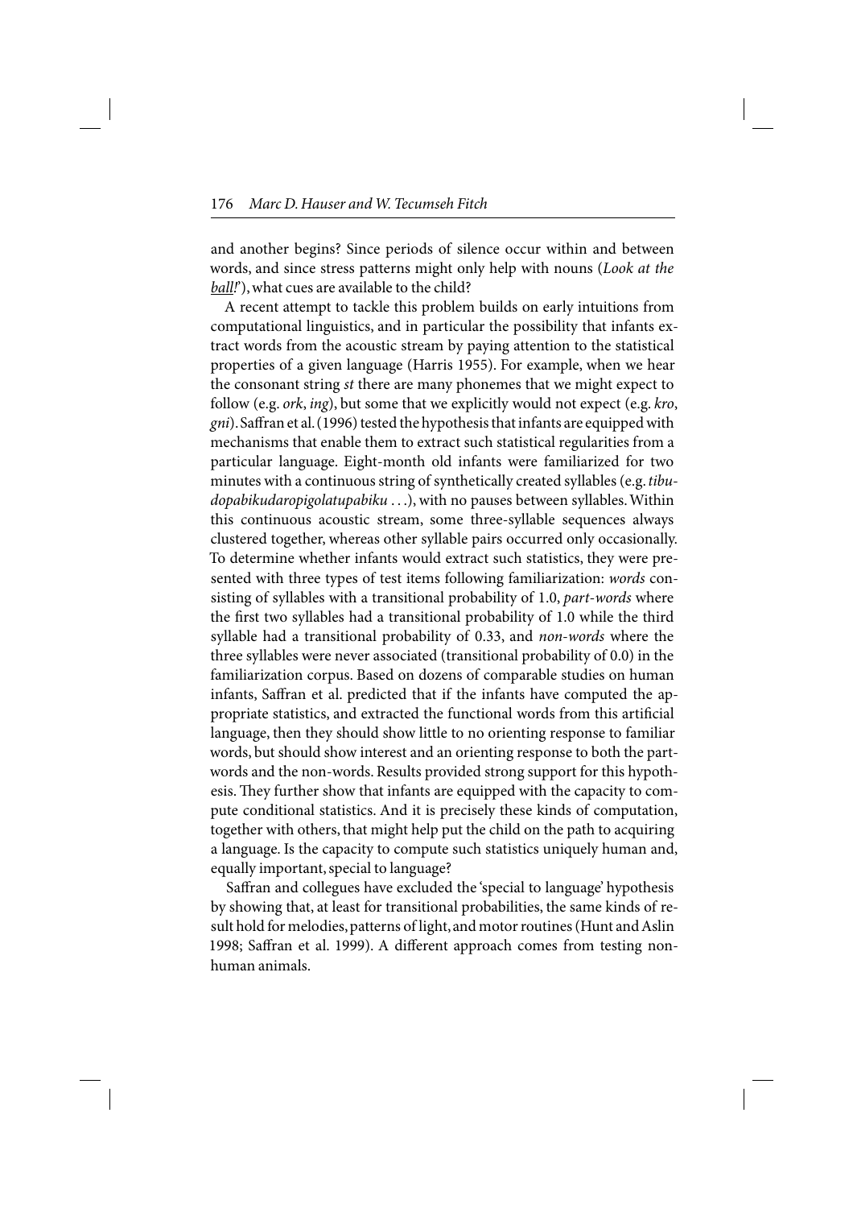and another begins? Since periods of silence occur within and between words, and since stress patterns might only help with nouns (*Look at the ball!*'), what cues are available to the child?

A recent attempt to tackle this problem builds on early intuitions from computational linguistics, and in particular the possibility that infants extract words from the acoustic stream by paying attention to the statistical properties of a given language (Harris 1955). For example, when we hear the consonant string *st* there are many phonemes that we might expect to follow (e.g. *ork*, *ing*), but some that we explicitly would not expect (e.g. *kro*, *gni*). Saffran et al. (1996) tested the hypothesis that infants are equipped with mechanisms that enable them to extract such statistical regularities from a particular language. Eight-month old infants were familiarized for two minutes with a continuous string of synthetically created syllables (e.g. *tibudopabikudaropigolatupabiku* . . .), with no pauses between syllables. Within this continuous acoustic stream, some three-syllable sequences always clustered together, whereas other syllable pairs occurred only occasionally. To determine whether infants would extract such statistics, they were presented with three types of test items following familiarization: *words* consisting of syllables with a transitional probability of 1.0, *part-words* where the first two syllables had a transitional probability of 1.0 while the third syllable had a transitional probability of 0.33, and *non-words* where the three syllables were never associated (transitional probability of 0.0) in the familiarization corpus. Based on dozens of comparable studies on human infants, Saffran et al. predicted that if the infants have computed the appropriate statistics, and extracted the functional words from this artificial language, then they should show little to no orienting response to familiar words, but should show interest and an orienting response to both the part-words and the non-words. Results provided strong support for this hypothesis. They further show that infants are equipped with the capacity to compute conditional statistics. And it is precisely these kinds of computation, together with others, that might help put the child on the path to acquiring a language. Is the capacity to compute such statistics uniquely human and, equally important, special to language?

Saffran and collegues have excluded the 'special to language' hypothesis by showing that, at least for transitional probabilities, the same kinds of result hold for melodies, patterns of light, and motor routines (Hunt and Aslin 1998; Saffran et al. 1999). A different approach comes from testing non-human animals.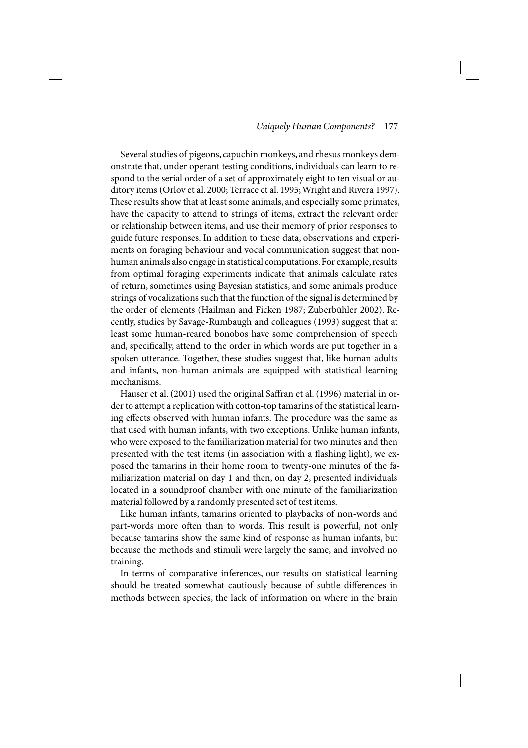Several studies of pigeons, capuchin monkeys, and rhesus monkeys demonstrate that, under operant testing conditions, individuals can learn to respond to the serial order of a set of approximately eight to ten visual or auditory items (Orlov et al. 2000; Terrace et al. 1995; Wright and Rivera 1997). These results show that at least some animals, and especially some primates, have the capacity to attend to strings of items, extract the relevant order or relationship between items, and use their memory of prior responses to guide future responses. In addition to these data, observations and experiments on foraging behaviour and vocal communication suggest that non-human animals also engage in statistical computations. For example, results from optimal foraging experiments indicate that animals calculate rates of return, sometimes using Bayesian statistics, and some animals produce strings of vocalizations such that the function of the signal is determined by the order of elements (Hailman and Ficken 1987; Zuberbühler 2002). Recently, studies by Savage-Rumbaugh and colleagues (1993) suggest that at least some human-reared bonobos have some comprehension of speech and, specifically, attend to the order in which words are put together in a spoken utterance. Together, these studies suggest that, like human adults and infants, non-human animals are equipped with statistical learning mechanisms.

Hauser et al. (2001) used the original Saffran et al. (1996) material in order to attempt a replication with cotton-top tamarins of the statistical learning effects observed with human infants. The procedure was the same as that used with human infants, with two exceptions. Unlike human infants, who were exposed to the familiarization material for two minutes and then presented with the test items (in association with a flashing light), we exposed the tamarins in their home room to twenty-one minutes of the familiarization material on day 1 and then, on day 2, presented individuals located in a soundproof chamber with one minute of the familiarization material followed by a randomly presented set of test items.

Like human infants, tamarins oriented to playbacks of non-words and part-words more often than to words. This result is powerful, not only because tamarins show the same kind of response as human infants, but because the methods and stimuli were largely the same, and involved no training.

In terms of comparative inferences, our results on statistical learning should be treated somewhat cautiously because of subtle differences in methods between species, the lack of information on where in the brain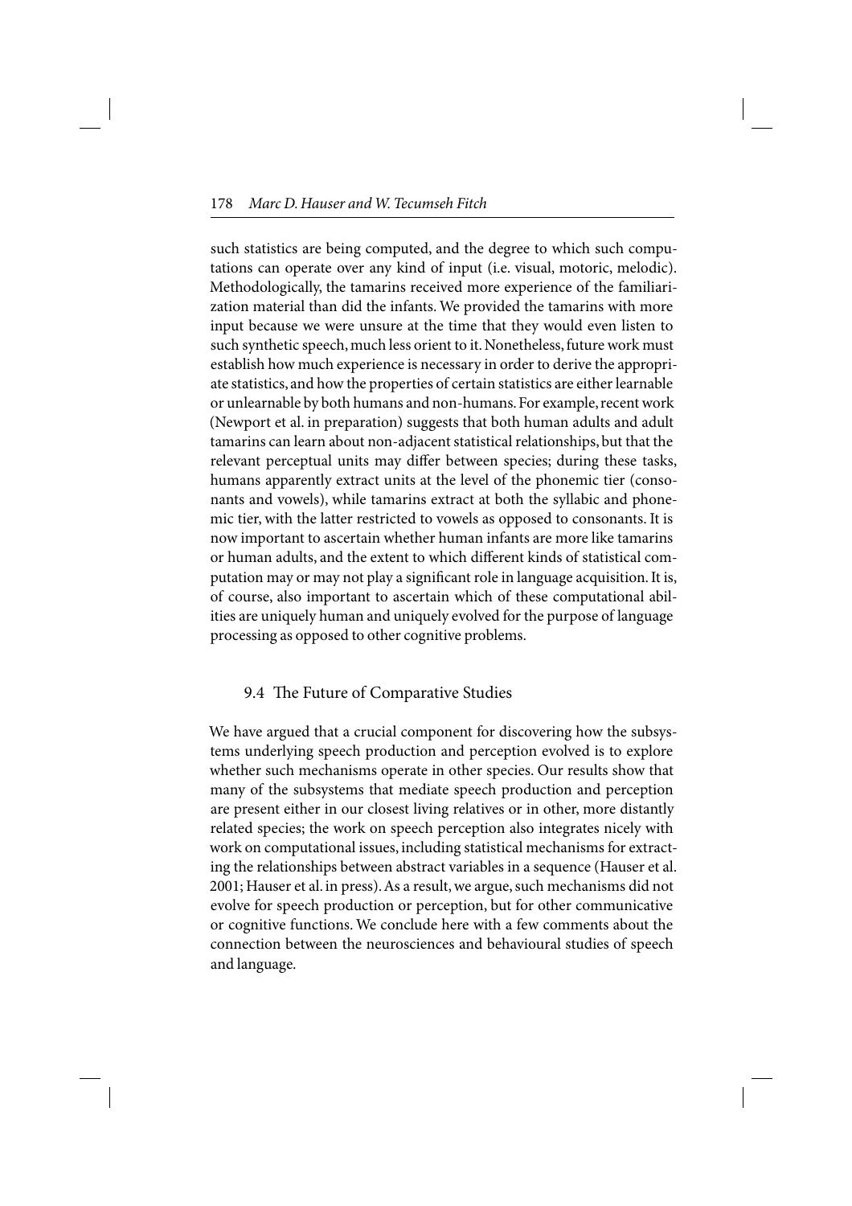such statistics are being computed, and the degree to which such computations can operate over any kind of input (i.e. visual, motoric, melodic). Methodologically, the tamarins received more experience of the familiarization material than did the infants. We provided the tamarins with more input because we were unsure at the time that they would even listen to such synthetic speech, much less orient to it. Nonetheless, future work must establish how much experience is necessary in order to derive the appropriate statistics, and how the properties of certain statistics are either learnable or unlearnable by both humans and non-humans. For example, recent work (Newport et al. in preparation) suggests that both human adults and adult tamarins can learn about non-adjacent statistical relationships, but that the relevant perceptual units may differ between species; during these tasks, humans apparently extract units at the level of the phonemic tier (consonants and vowels), while tamarins extract at both the syllabic and phonemic tier, with the latter restricted to vowels as opposed to consonants. It is now important to ascertain whether human infants are more like tamarins or human adults, and the extent to which different kinds of statistical computation may or may not play a significant role in language acquisition. It is, of course, also important to ascertain which of these computational abilities are uniquely human and uniquely evolved for the purpose of language processing as opposed to other cognitive problems.

## 9.4 The Future of Comparative Studies

We have argued that a crucial component for discovering how the subsystems underlying speech production and perception evolved is to explore whether such mechanisms operate in other species. Our results show that many of the subsystems that mediate speech production and perception are present either in our closest living relatives or in other, more distantly related species; the work on speech perception also integrates nicely with work on computational issues, including statistical mechanisms for extracting the relationships between abstract variables in a sequence (Hauser et al. 2001; Hauser et al. in press). As a result, we argue, such mechanisms did not evolve for speech production or perception, but for other communicative or cognitive functions. We conclude here with a few comments about the connection between the neurosciences and behavioural studies of speech and language.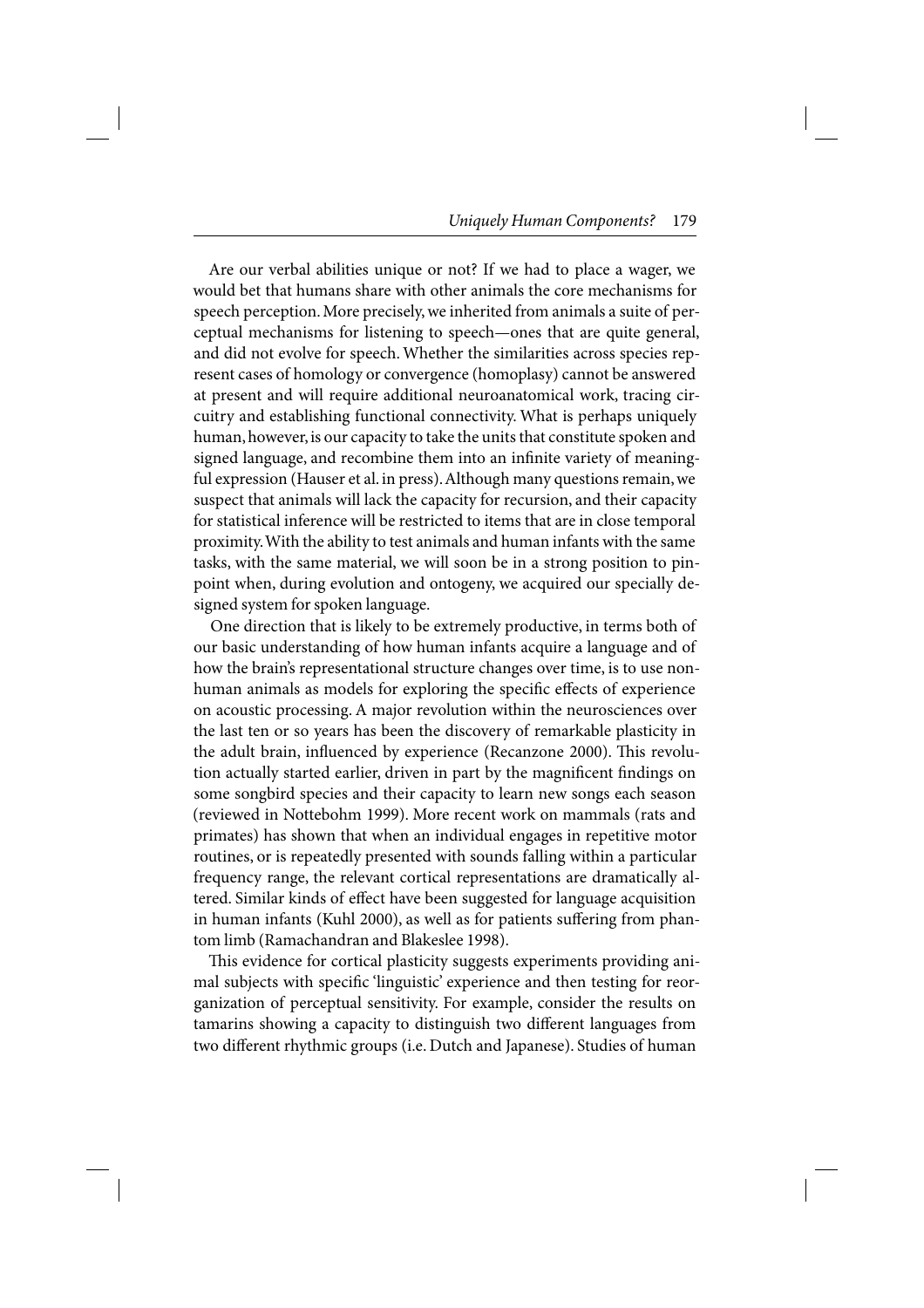Are our verbal abilities unique or not? If we had to place a wager, we would bet that humans share with other animals the core mechanisms for speech perception. More precisely, we inherited from animals a suite of perceptual mechanisms for listening to speech—ones that are quite general, and did not evolve for speech. Whether the similarities across species represent cases of homology or convergence (homoplasy) cannot be answered at present and will require additional neuroanatomical work, tracing circuitry and establishing functional connectivity. What is perhaps uniquely human, however, is our capacity to take the units that constitute spoken and signed language, and recombine them into an infinite variety of meaningful expression (Hauser et al. in press). Although many questions remain, we suspect that animals will lack the capacity for recursion, and their capacity for statistical inference will be restricted to items that are in close temporal proximity. With the ability to test animals and human infants with the same tasks, with the same material, we will soon be in a strong position to pinpoint when, during evolution and ontogeny, we acquired our specially designed system for spoken language.

One direction that is likely to be extremely productive, in terms both of our basic understanding of how human infants acquire a language and of how the brain's representational structure changes over time, is to use nonhuman animals as models for exploring the specific effects of experience on acoustic processing. A major revolution within the neurosciences over the last ten or so years has been the discovery of remarkable plasticity in the adult brain, influenced by experience (Recanzone 2000). This revolution actually started earlier, driven in part by the magnificent findings on some songbird species and their capacity to learn new songs each season (reviewed in Nottebohm 1999). More recent work on mammals (rats and primates) has shown that when an individual engages in repetitive motor routines, or is repeatedly presented with sounds falling within a particular frequency range, the relevant cortical representations are dramatically altered. Similar kinds of effect have been suggested for language acquisition in human infants (Kuhl 2000), as well as for patients suffering from phantom limb (Ramachandran and Blakeslee 1998).

This evidence for cortical plasticity suggests experiments providing animal subjects with specific 'linguistic' experience and then testing for reorganization of perceptual sensitivity. For example, consider the results on tamarins showing a capacity to distinguish two different languages from two different rhythmic groups (i.e. Dutch and Japanese). Studies of human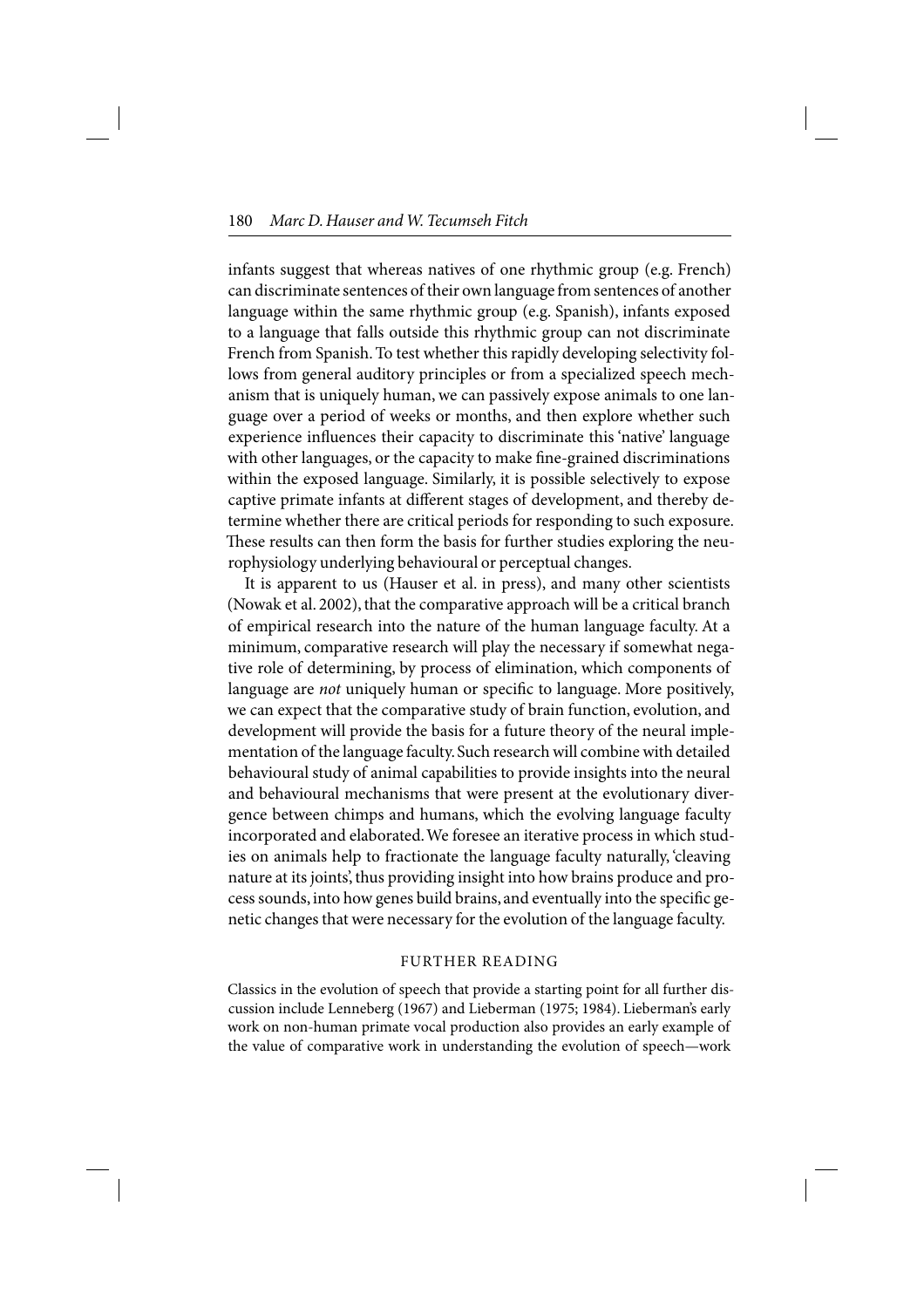infants suggest that whereas natives of one rhythmic group (e.g. French) can discriminate sentences of their own language from sentences of another language within the same rhythmic group (e.g. Spanish), infants exposed to a language that falls outside this rhythmic group can not discriminate French from Spanish. To test whether this rapidly developing selectivity follows from general auditory principles or from a specialized speech mechanism that is uniquely human, we can passively expose animals to one language over a period of weeks or months, and then explore whether such experience influences their capacity to discriminate this 'native' language with other languages, or the capacity to make fine-grained discriminations within the exposed language. Similarly, it is possible selectively to expose captive primate infants at different stages of development, and thereby determine whether there are critical periods for responding to such exposure. These results can then form the basis for further studies exploring the neurophysiology underlying behavioural or perceptual changes.

It is apparent to us (Hauser et al. in press), and many other scientists (Nowak et al. 2002), that the comparative approach will be a critical branch of empirical research into the nature of the human language faculty. At a minimum, comparative research will play the necessary if somewhat negative role of determining, by process of elimination, which components of language are *not* uniquely human or specific to language. More positively, we can expect that the comparative study of brain function, evolution, and development will provide the basis for a future theory of the neural implementation of the language faculty. Such research will combine with detailed behavioural study of animal capabilities to provide insights into the neural and behavioural mechanisms that were present at the evolutionary divergence between chimps and humans, which the evolving language faculty incorporated and elaborated. We foresee an iterative process in which studies on animals help to fractionate the language faculty naturally, 'cleaving nature at its joints', thus providing insight into how brains produce and process sounds, into how genes build brains, and eventually into the specific genetic changes that were necessary for the evolution of the language faculty.

## FURTHER READING

Classics in the evolution of speech that provide a starting point for all further discussion include Lenneberg (1967) and Lieberman (1975; 1984). Lieberman's early work on non-human primate vocal production also provides an early example of the value of comparative work in understanding the evolution of speech—work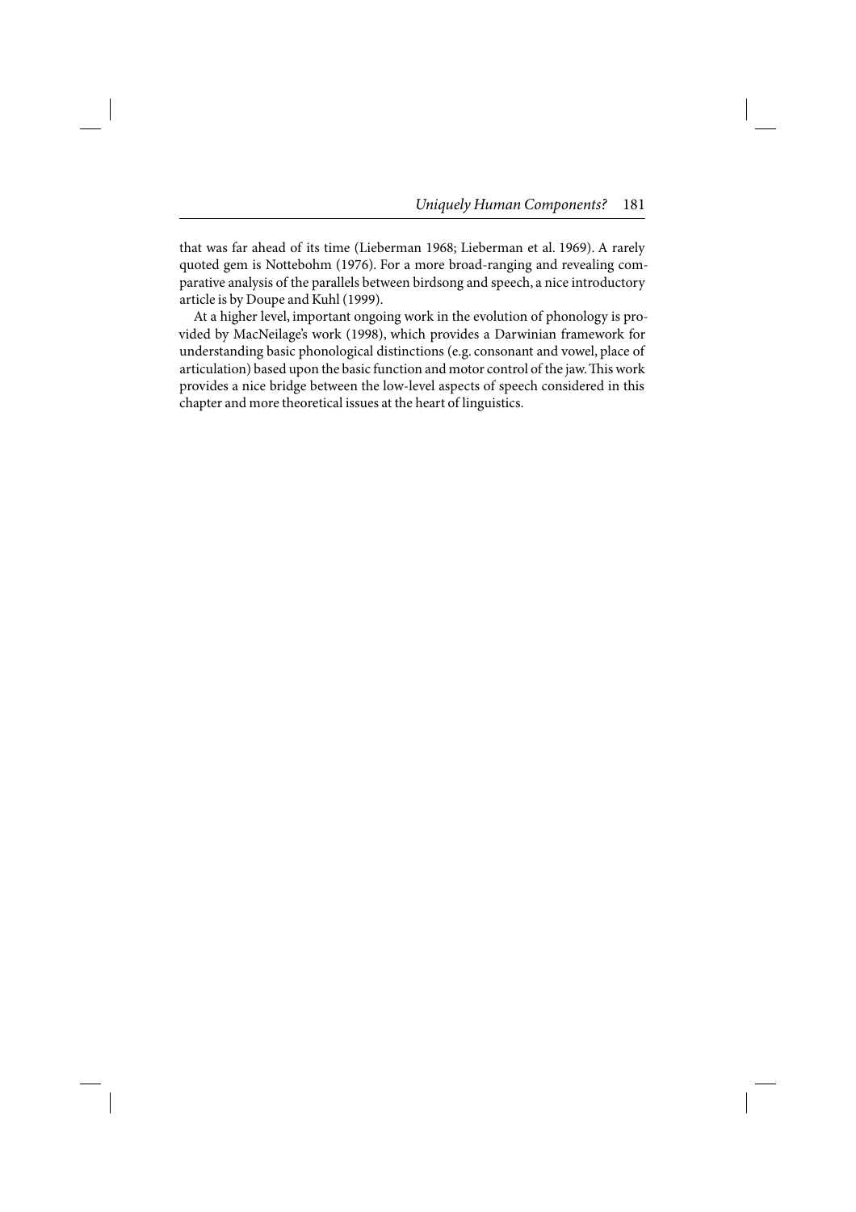that was far ahead of its time (Lieberman 1968; Lieberman et al. 1969). A rarely quoted gem is Nottebohm (1976). For a more broad-ranging and revealing comparative analysis of the parallels between birdsong and speech, a nice introductory article is by Doupe and Kuhl (1999).

At a higher level, important ongoing work in the evolution of phonology is provided by MacNeilage's work (1998), which provides a Darwinian framework for understanding basic phonological distinctions (e.g. consonant and vowel, place of articulation) based upon the basic function and motor control of the jaw. This work provides a nice bridge between the low-level aspects of speech considered in this chapter and more theoretical issues at the heart of linguistics.